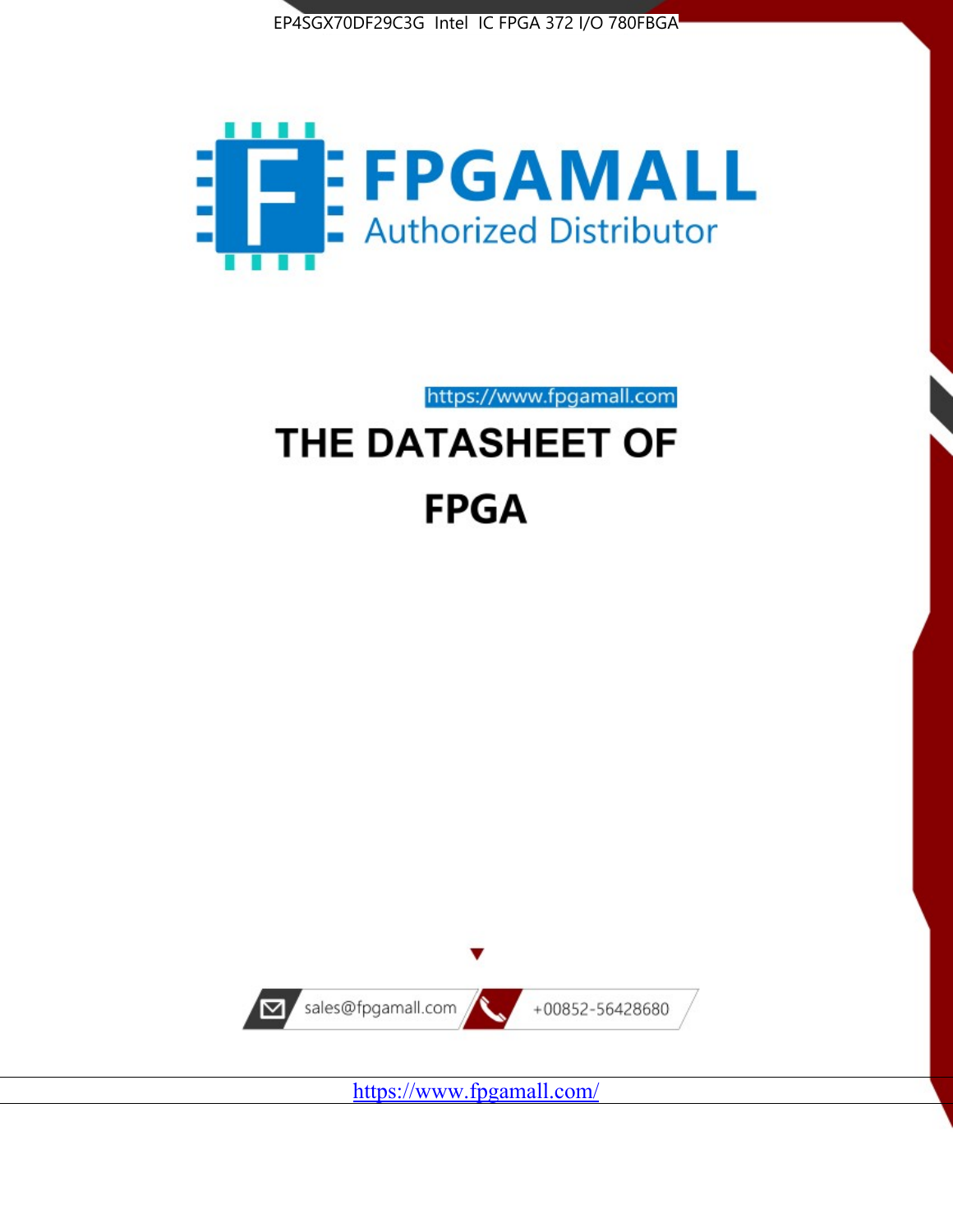EP4SGX70DF29C3G Intel IC FPGA 372 I/O 780FBGA

FPGAMALL
Authorized Distributor

https://www.fpgamall.com

# THE DATASHEET OF FPGA

sales@fpgamall.com

+00852-56428680

https://www.fpgamall.com/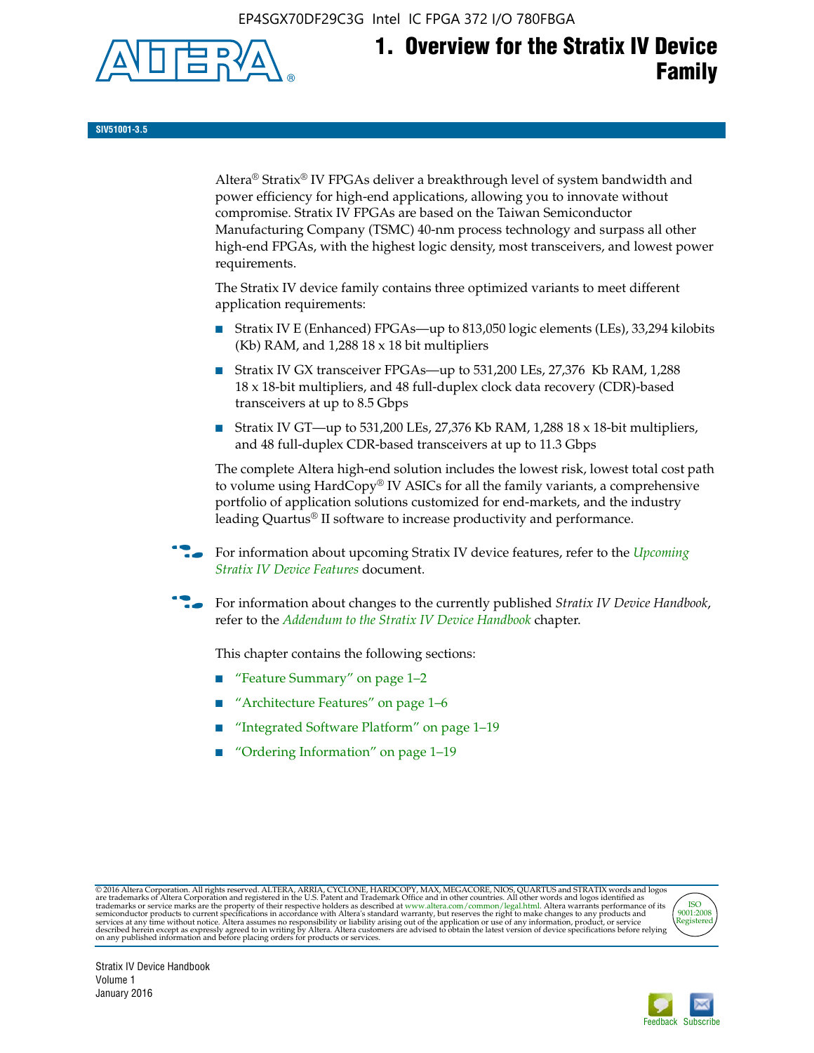# 1. Overview for the Stratix IV Device Family

SIV51001-3.5

Altera® Stratix® IV FPGAs deliver a breakthrough level of system bandwidth and power efficiency for high-end applications, allowing you to innovate without compromise. Stratix IV FPGAs are based on the Taiwan Semiconductor Manufacturing Company (TSMC) 40-nm process technology and surpass all other high-end FPGAs, with the highest logic density, most transceivers, and lowest power requirements.

The Stratix IV device family contains three optimized variants to meet different application requirements:

- Stratix IV E (Enhanced) FPGAs—up to 813,050 logic elements (LEs), 33,294 kilobits (Kb) RAM, and 1,288 18 x 18 bit multipliers
- Stratix IV GX transceiver FPGAs—up to 531,200 LEs, 27,376 Kb RAM, 1,288 18 x 18-bit multipliers, and 48 full-duplex clock data recovery (CDR)-based transceivers at up to 8.5 Gbps
- Stratix IV GT—up to 531,200 LEs, 27,376 Kb RAM, 1,288 18 x 18-bit multipliers, and 48 full-duplex CDR-based transceivers at up to 11.3 Gbps

The complete Altera high-end solution includes the lowest risk, lowest total cost path to volume using HardCopy® IV ASICs for all the family variants, a comprehensive portfolio of application solutions customized for end-markets, and the industry leading Quartus® II software to increase productivity and performance.

For information about upcoming Stratix IV device features, refer to the *Upcoming Stratix IV Device Features* document.

For information about changes to the currently published *Stratix IV Device Handbook*, refer to the *Addendum to the Stratix IV Device Handbook* chapter.

This chapter contains the following sections:

- "Feature Summary" on page 1–2
- "Architecture Features" on page 1–6
- "Integrated Software Platform" on page 1–19
- "Ordering Information" on page 1–19

© 2016 Altera Corporation. All rights reserved. ALTERA, ARRIA, CYCLONE, HARDCOPY, MAX, MEGACORE, NIOS, QUARTUS and STRATIX words and logos are trademarks of Altera Corporation and registered in the U.S. Patent and Trademark Office and in other countries. All other words and logos identified as trademarks or service marks are the property of their respective holders as described at www.altera.com/common/legal.html. Altera warrants performance of its semiconductor products to current specifications in accordance with Altera's standard warranty, but reserves the right to make changes to any products and services at any time without notice. Altera assumes no responsibility or liability arising out of the application or use of any information, product, or service described herein except as expressly agreed to in writing by Altera. Altera customers are advised to obtain the latest version of device specifications before relying on any published information and before placing orders for products or services.

Stratix IV Device Handbook
Volume 1
January 2016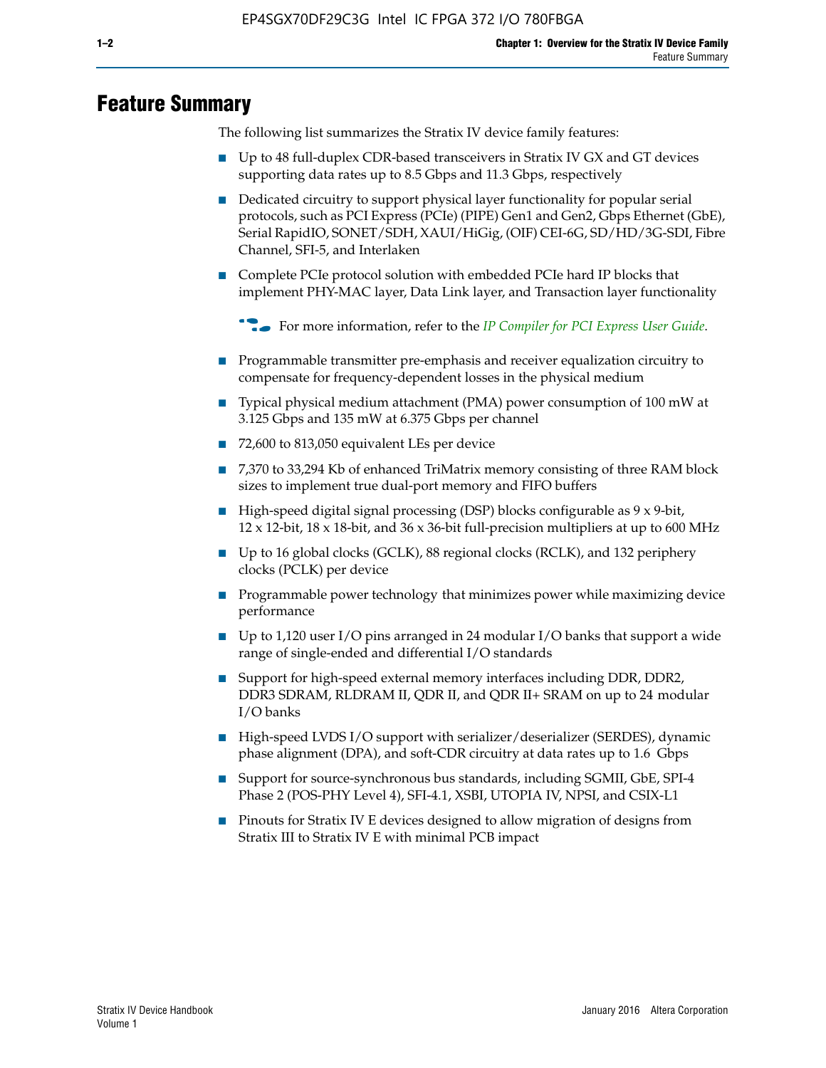# Feature Summary

The following list summarizes the Stratix IV device family features:

- Up to 48 full-duplex CDR-based transceivers in Stratix IV GX and GT devices supporting data rates up to 8.5 Gbps and 11.3 Gbps, respectively
- Dedicated circuitry to support physical layer functionality for popular serial protocols, such as PCI Express (PCIe) (PIPE) Gen1 and Gen2, Gbps Ethernet (GbE), Serial RapidIO, SONET/SDH, XAUI/HiGig, (OIF) CEI-6G, SD/HD/3G-SDI, Fibre Channel, SFI-5, and Interlaken
- Complete PCIe protocol solution with embedded PCIe hard IP blocks that implement PHY-MAC layer, Data Link layer, and Transaction layer functionality

  For more information, refer to the *IP Compiler for PCI Express User Guide*.

- Programmable transmitter pre-emphasis and receiver equalization circuitry to compensate for frequency-dependent losses in the physical medium
- Typical physical medium attachment (PMA) power consumption of 100 mW at 3.125 Gbps and 135 mW at 6.375 Gbps per channel
- 72,600 to 813,050 equivalent LEs per device
- 7,370 to 33,294 Kb of enhanced TriMatrix memory consisting of three RAM block sizes to implement true dual-port memory and FIFO buffers
- High-speed digital signal processing (DSP) blocks configurable as 9 x 9-bit, 12 x 12-bit, 18 x 18-bit, and 36 x 36-bit full-precision multipliers at up to 600 MHz
- Up to 16 global clocks (GCLK), 88 regional clocks (RCLK), and 132 periphery clocks (PCLK) per device
- Programmable power technology that minimizes power while maximizing device performance
- Up to 1,120 user I/O pins arranged in 24 modular I/O banks that support a wide range of single-ended and differential I/O standards
- Support for high-speed external memory interfaces including DDR, DDR2, DDR3 SDRAM, RLDRAM II, QDR II, and QDR II+ SRAM on up to 24 modular I/O banks
- High-speed LVDS I/O support with serializer/deserializer (SERDES), dynamic phase alignment (DPA), and soft-CDR circuitry at data rates up to 1.6 Gbps
- Support for source-synchronous bus standards, including SGMII, GbE, SPI-4 Phase 2 (POS-PHY Level 4), SFI-4.1, XSBI, UTOPIA IV, NPSI, and CSIX-L1
- Pinouts for Stratix IV E devices designed to allow migration of designs from Stratix III to Stratix IV E with minimal PCB impact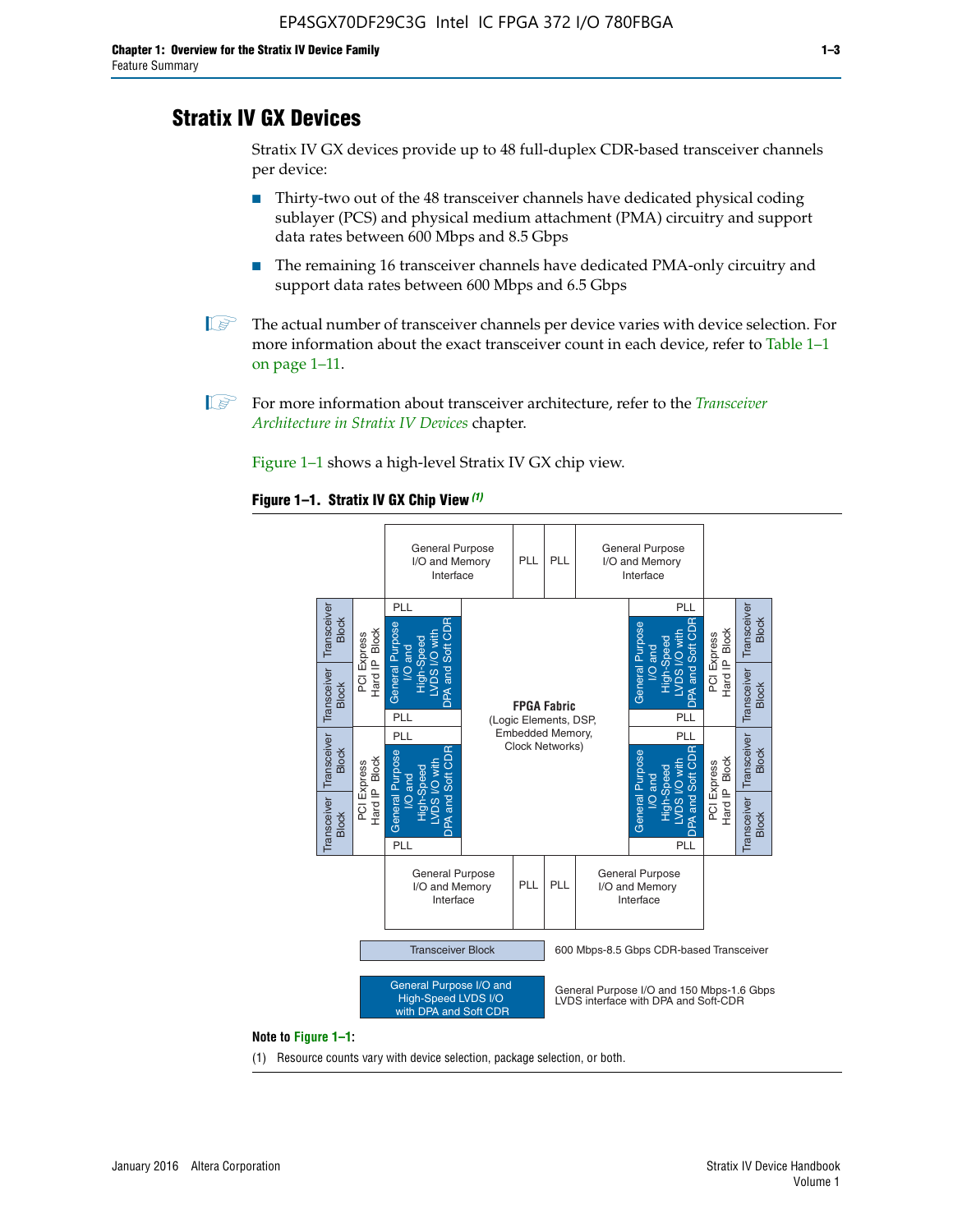## Stratix IV GX Devices

Stratix IV GX devices provide up to 48 full-duplex CDR-based transceiver channels per device:

- Thirty-two out of the 48 transceiver channels have dedicated physical coding sublayer (PCS) and physical medium attachment (PMA) circuitry and support data rates between 600 Mbps and 8.5 Gbps
- The remaining 16 transceiver channels have dedicated PMA-only circuitry and support data rates between 600 Mbps and 6.5 Gbps

The actual number of transceiver channels per device varies with device selection. For more information about the exact transceiver count in each device, refer to Table 1–1 on page 1–11.

For more information about transceiver architecture, refer to the *Transceiver Architecture in Stratix IV Devices* chapter.

Figure 1–1 shows a high-level Stratix IV GX chip view.

**Figure 1–1. Stratix IV GX Chip View** *(1)*

General Purpose I/O and Memory Interface | PLL | PLL | General Purpose I/O and Memory Interface

Transceiver Block | Transceiver Block | PCI Express Hard IP Block | PLL | General Purpose I/O and High-Speed LVDS I/O with DPA and Soft CDR | PLL

Transceiver Block | Transceiver Block | PCI Express Hard IP Block | PLL | General Purpose I/O and High-Speed LVDS I/O with DPA and Soft CDR | PLL

**FPGA Fabric** (Logic Elements, DSP, Embedded Memory, Clock Networks)

PLL | General Purpose I/O and High-Speed LVDS I/O with DPA and Soft CDR | PLL | PCI Express Hard IP Block | Transceiver Block | Transceiver Block

PLL | General Purpose I/O and High-Speed LVDS I/O with DPA and Soft CDR | PLL | PCI Express Hard IP Block | Transceiver Block | Transceiver Block

General Purpose I/O and Memory Interface | PLL | PLL | General Purpose I/O and Memory Interface

Legend:
- Transceiver Block: 600 Mbps-8.5 Gbps CDR-based Transceiver
- General Purpose I/O and High-Speed LVDS I/O with DPA and Soft CDR: General Purpose I/O and 150 Mbps-1.6 Gbps LVDS interface with DPA and Soft-CDR

**Note to Figure 1–1:**

(1) Resource counts vary with device selection, package selection, or both.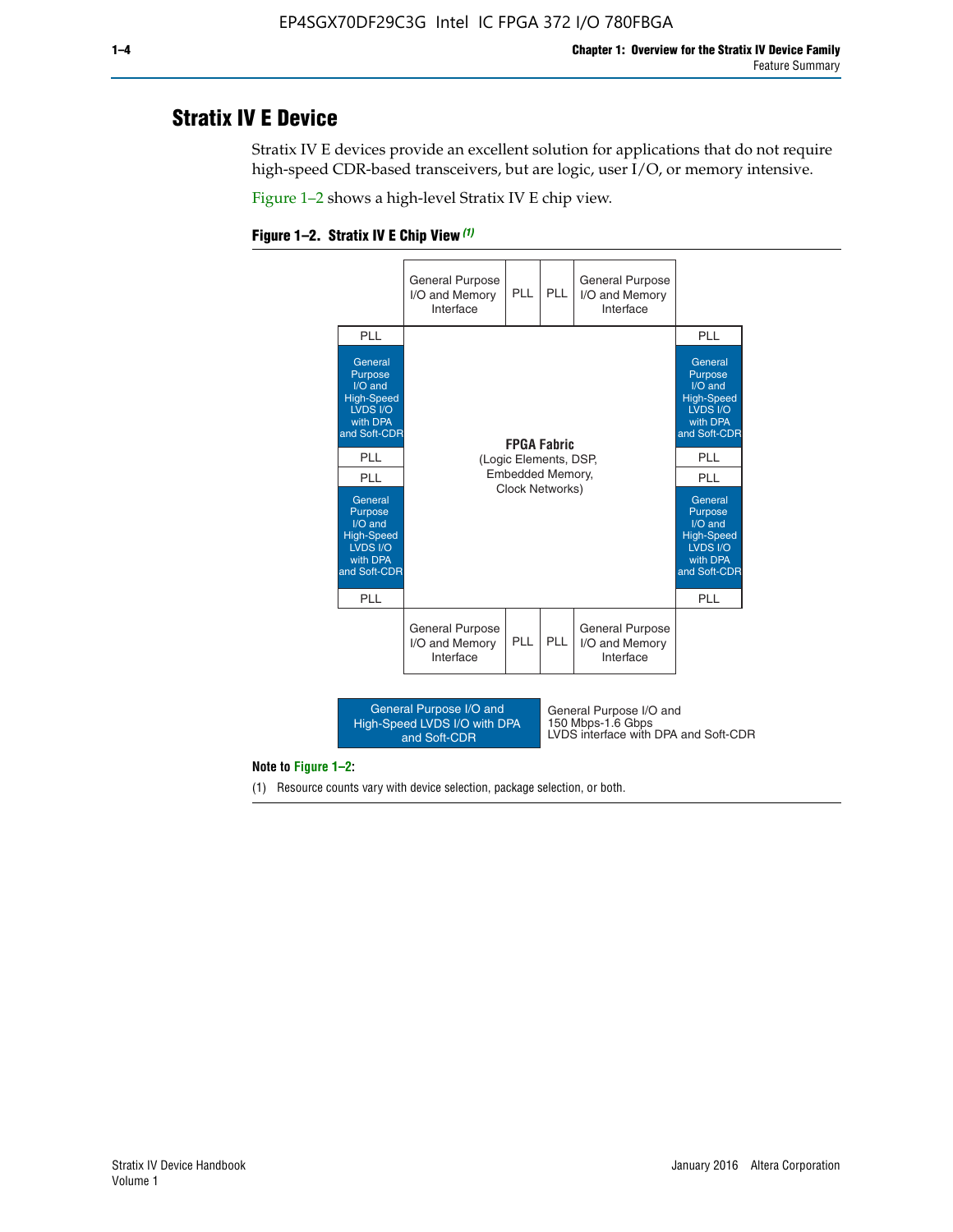## Stratix IV E Device

Stratix IV E devices provide an excellent solution for applications that do not require high-speed CDR-based transceivers, but are logic, user I/O, or memory intensive.

Figure 1–2 shows a high-level Stratix IV E chip view.

**Figure 1–2. Stratix IV E Chip View** *(1)*

General Purpose I/O and Memory Interface | PLL | PLL | General Purpose I/O and Memory Interface

PLL | General Purpose I/O and High-Speed LVDS I/O with DPA and Soft-CDR | PLL | PLL | General Purpose I/O and High-Speed LVDS I/O with DPA and Soft-CDR | PLL

**FPGA Fabric**
(Logic Elements, DSP, Embedded Memory, Clock Networks)

PLL | General Purpose I/O and High-Speed LVDS I/O with DPA and Soft-CDR | PLL | PLL | General Purpose I/O and High-Speed LVDS I/O with DPA and Soft-CDR | PLL

General Purpose I/O and Memory Interface | PLL | PLL | General Purpose I/O and Memory Interface

General Purpose I/O and High-Speed LVDS I/O with DPA and Soft-CDR — General Purpose I/O and 150 Mbps-1.6 Gbps LVDS interface with DPA and Soft-CDR

**Note to Figure 1–2:**

(1) Resource counts vary with device selection, package selection, or both.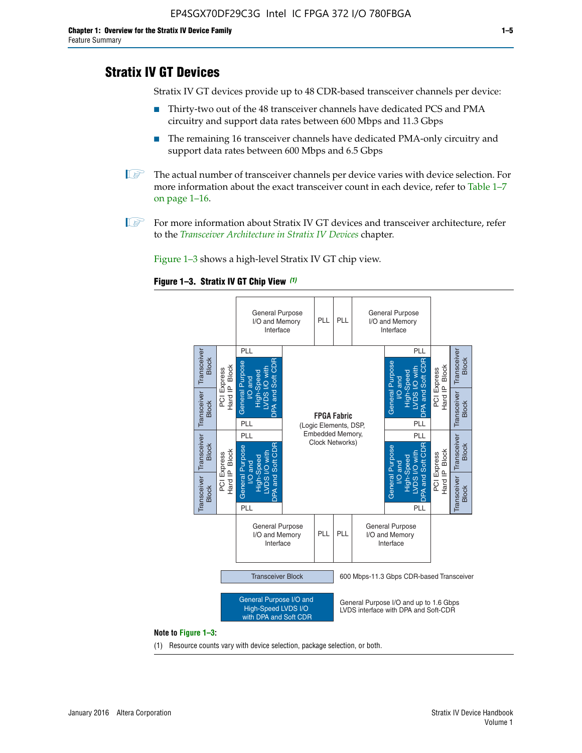## Stratix IV GT Devices

Stratix IV GT devices provide up to 48 CDR-based transceiver channels per device:

- Thirty-two out of the 48 transceiver channels have dedicated PCS and PMA circuitry and support data rates between 600 Mbps and 11.3 Gbps
- The remaining 16 transceiver channels have dedicated PMA-only circuitry and support data rates between 600 Mbps and 6.5 Gbps

The actual number of transceiver channels per device varies with device selection. For more information about the exact transceiver count in each device, refer to Table 1–7 on page 1–16.

For more information about Stratix IV GT devices and transceiver architecture, refer to the *Transceiver Architecture in Stratix IV Devices* chapter.

Figure 1–3 shows a high-level Stratix IV GT chip view.

**Figure 1–3. Stratix IV GT Chip View** *(1)*

**Note to Figure 1–3:**

(1) Resource counts vary with device selection, package selection, or both.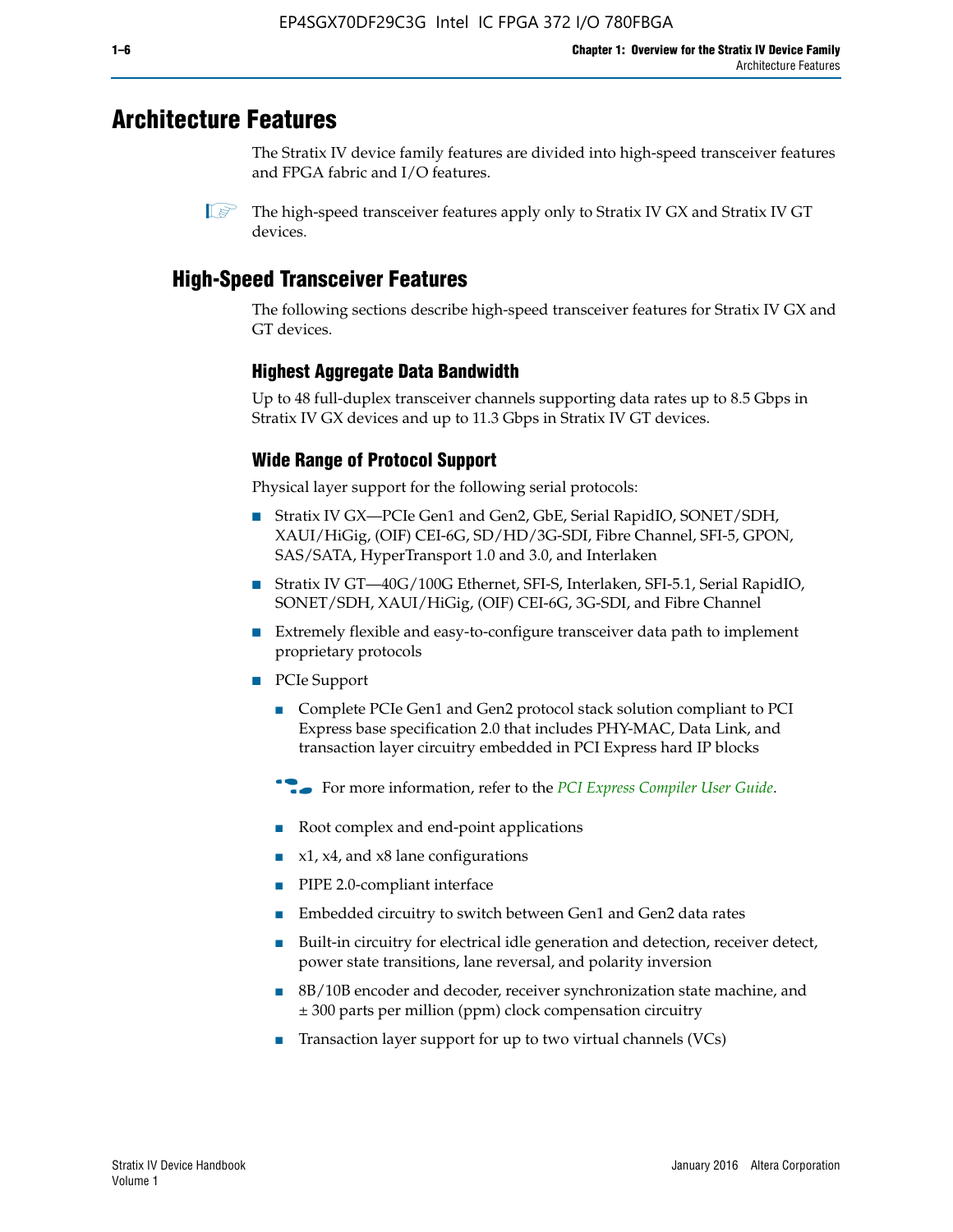# Architecture Features

The Stratix IV device family features are divided into high-speed transceiver features and FPGA fabric and I/O features.

The high-speed transceiver features apply only to Stratix IV GX and Stratix IV GT devices.

## High-Speed Transceiver Features

The following sections describe high-speed transceiver features for Stratix IV GX and GT devices.

### Highest Aggregate Data Bandwidth

Up to 48 full-duplex transceiver channels supporting data rates up to 8.5 Gbps in Stratix IV GX devices and up to 11.3 Gbps in Stratix IV GT devices.

### Wide Range of Protocol Support

Physical layer support for the following serial protocols:

- Stratix IV GX—PCIe Gen1 and Gen2, GbE, Serial RapidIO, SONET/SDH, XAUI/HiGig, (OIF) CEI-6G, SD/HD/3G-SDI, Fibre Channel, SFI-5, GPON, SAS/SATA, HyperTransport 1.0 and 3.0, and Interlaken
- Stratix IV GT—40G/100G Ethernet, SFI-S, Interlaken, SFI-5.1, Serial RapidIO, SONET/SDH, XAUI/HiGig, (OIF) CEI-6G, 3G-SDI, and Fibre Channel
- Extremely flexible and easy-to-configure transceiver data path to implement proprietary protocols
- PCIe Support
  - Complete PCIe Gen1 and Gen2 protocol stack solution compliant to PCI Express base specification 2.0 that includes PHY-MAC, Data Link, and transaction layer circuitry embedded in PCI Express hard IP blocks

  For more information, refer to the *PCI Express Compiler User Guide*.

  - Root complex and end-point applications
  - x1, x4, and x8 lane configurations
  - PIPE 2.0-compliant interface
  - Embedded circuitry to switch between Gen1 and Gen2 data rates
  - Built-in circuitry for electrical idle generation and detection, receiver detect, power state transitions, lane reversal, and polarity inversion
  - 8B/10B encoder and decoder, receiver synchronization state machine, and ± 300 parts per million (ppm) clock compensation circuitry
  - Transaction layer support for up to two virtual channels (VCs)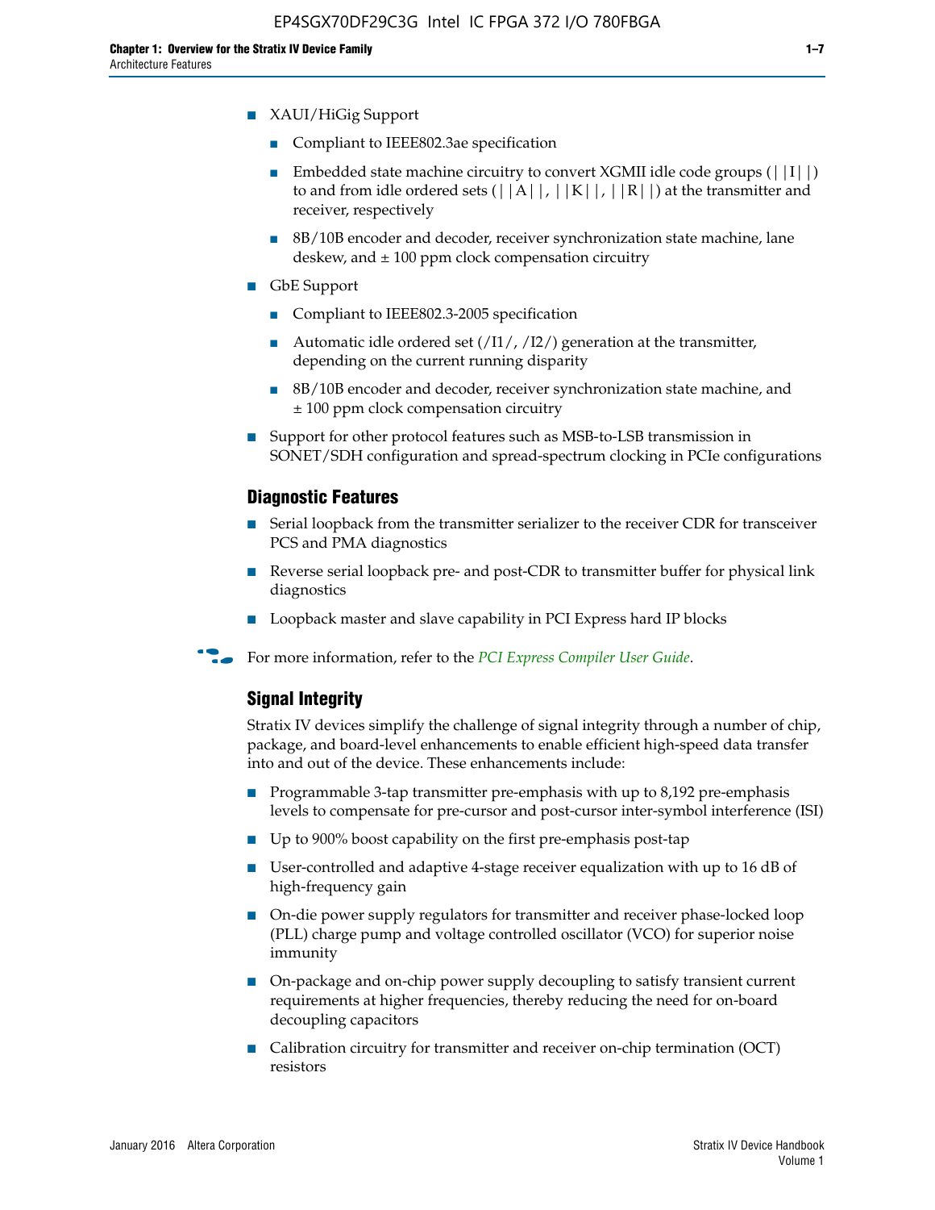- XAUI/HiGig Support
  - Compliant to IEEE802.3ae specification
  - Embedded state machine circuitry to convert XGMII idle code groups (||I||) to and from idle ordered sets (||A||, ||K||, ||R||) at the transmitter and receiver, respectively
  - 8B/10B encoder and decoder, receiver synchronization state machine, lane deskew, and ± 100 ppm clock compensation circuitry
- GbE Support
  - Compliant to IEEE802.3-2005 specification
  - Automatic idle ordered set (/I1/, /I2/) generation at the transmitter, depending on the current running disparity
  - 8B/10B encoder and decoder, receiver synchronization state machine, and ± 100 ppm clock compensation circuitry
- Support for other protocol features such as MSB-to-LSB transmission in SONET/SDH configuration and spread-spectrum clocking in PCIe configurations

### Diagnostic Features

- Serial loopback from the transmitter serializer to the receiver CDR for transceiver PCS and PMA diagnostics
- Reverse serial loopback pre- and post-CDR to transmitter buffer for physical link diagnostics
- Loopback master and slave capability in PCI Express hard IP blocks

For more information, refer to the *PCI Express Compiler User Guide*.

### Signal Integrity

Stratix IV devices simplify the challenge of signal integrity through a number of chip, package, and board-level enhancements to enable efficient high-speed data transfer into and out of the device. These enhancements include:

- Programmable 3-tap transmitter pre-emphasis with up to 8,192 pre-emphasis levels to compensate for pre-cursor and post-cursor inter-symbol interference (ISI)
- Up to 900% boost capability on the first pre-emphasis post-tap
- User-controlled and adaptive 4-stage receiver equalization with up to 16 dB of high-frequency gain
- On-die power supply regulators for transmitter and receiver phase-locked loop (PLL) charge pump and voltage controlled oscillator (VCO) for superior noise immunity
- On-package and on-chip power supply decoupling to satisfy transient current requirements at higher frequencies, thereby reducing the need for on-board decoupling capacitors
- Calibration circuitry for transmitter and receiver on-chip termination (OCT) resistors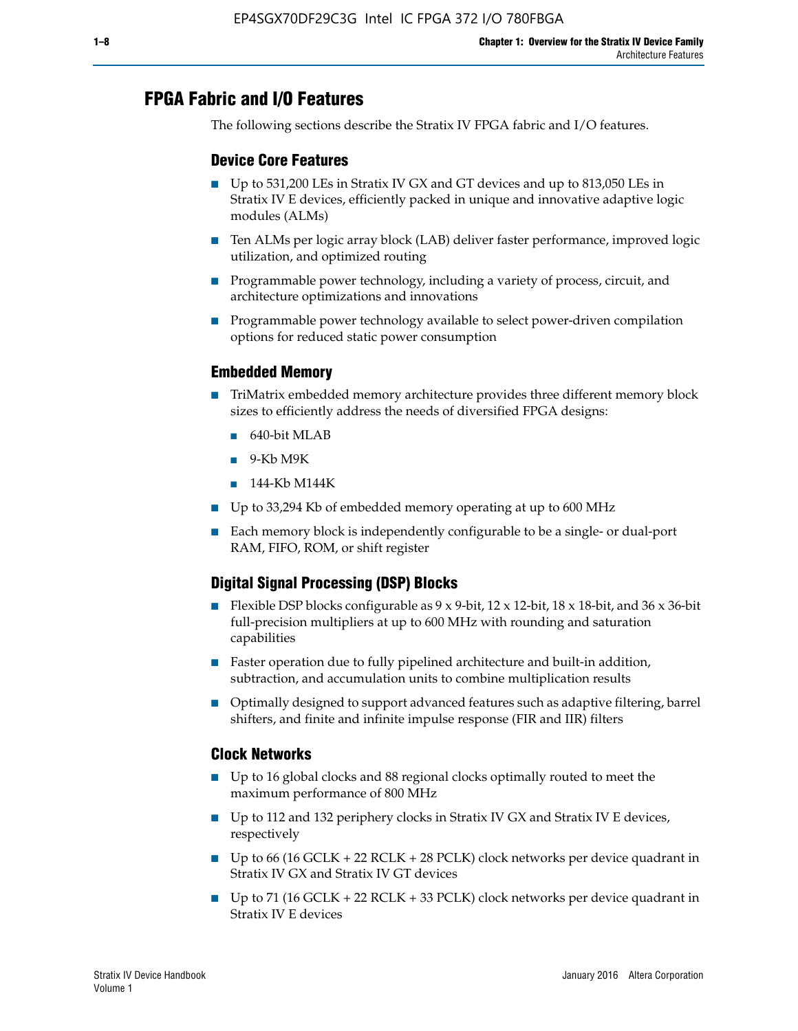## FPGA Fabric and I/O Features

The following sections describe the Stratix IV FPGA fabric and I/O features.

### Device Core Features

- Up to 531,200 LEs in Stratix IV GX and GT devices and up to 813,050 LEs in Stratix IV E devices, efficiently packed in unique and innovative adaptive logic modules (ALMs)
- Ten ALMs per logic array block (LAB) deliver faster performance, improved logic utilization, and optimized routing
- Programmable power technology, including a variety of process, circuit, and architecture optimizations and innovations
- Programmable power technology available to select power-driven compilation options for reduced static power consumption

### Embedded Memory

- TriMatrix embedded memory architecture provides three different memory block sizes to efficiently address the needs of diversified FPGA designs:
  - 640-bit MLAB
  - 9-Kb M9K
  - 144-Kb M144K
- Up to 33,294 Kb of embedded memory operating at up to 600 MHz
- Each memory block is independently configurable to be a single- or dual-port RAM, FIFO, ROM, or shift register

### Digital Signal Processing (DSP) Blocks

- Flexible DSP blocks configurable as 9 x 9-bit, 12 x 12-bit, 18 x 18-bit, and 36 x 36-bit full-precision multipliers at up to 600 MHz with rounding and saturation capabilities
- Faster operation due to fully pipelined architecture and built-in addition, subtraction, and accumulation units to combine multiplication results
- Optimally designed to support advanced features such as adaptive filtering, barrel shifters, and finite and infinite impulse response (FIR and IIR) filters

### Clock Networks

- Up to 16 global clocks and 88 regional clocks optimally routed to meet the maximum performance of 800 MHz
- Up to 112 and 132 periphery clocks in Stratix IV GX and Stratix IV E devices, respectively
- Up to 66 (16 GCLK + 22 RCLK + 28 PCLK) clock networks per device quadrant in Stratix IV GX and Stratix IV GT devices
- Up to 71 (16 GCLK + 22 RCLK + 33 PCLK) clock networks per device quadrant in Stratix IV E devices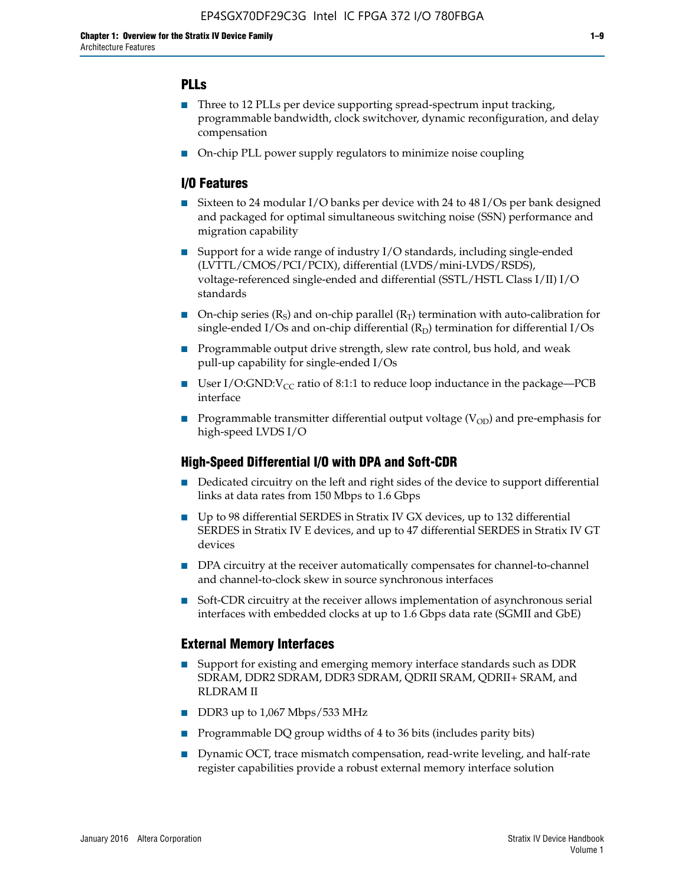## PLLs

- Three to 12 PLLs per device supporting spread-spectrum input tracking, programmable bandwidth, clock switchover, dynamic reconfiguration, and delay compensation
- On-chip PLL power supply regulators to minimize noise coupling

## I/O Features

- Sixteen to 24 modular I/O banks per device with 24 to 48 I/Os per bank designed and packaged for optimal simultaneous switching noise (SSN) performance and migration capability
- Support for a wide range of industry I/O standards, including single-ended (LVTTL/CMOS/PCI/PCIX), differential (LVDS/mini-LVDS/RSDS), voltage-referenced single-ended and differential (SSTL/HSTL Class I/II) I/O standards
- On-chip series ($R_S$) and on-chip parallel ($R_T$) termination with auto-calibration for single-ended I/Os and on-chip differential ($R_D$) termination for differential I/Os
- Programmable output drive strength, slew rate control, bus hold, and weak pull-up capability for single-ended I/Os
- User I/O:GND:$V_{CC}$ ratio of 8:1:1 to reduce loop inductance in the package—PCB interface
- Programmable transmitter differential output voltage ($V_{OD}$) and pre-emphasis for high-speed LVDS I/O

## High-Speed Differential I/O with DPA and Soft-CDR

- Dedicated circuitry on the left and right sides of the device to support differential links at data rates from 150 Mbps to 1.6 Gbps
- Up to 98 differential SERDES in Stratix IV GX devices, up to 132 differential SERDES in Stratix IV E devices, and up to 47 differential SERDES in Stratix IV GT devices
- DPA circuitry at the receiver automatically compensates for channel-to-channel and channel-to-clock skew in source synchronous interfaces
- Soft-CDR circuitry at the receiver allows implementation of asynchronous serial interfaces with embedded clocks at up to 1.6 Gbps data rate (SGMII and GbE)

## External Memory Interfaces

- Support for existing and emerging memory interface standards such as DDR SDRAM, DDR2 SDRAM, DDR3 SDRAM, QDRII SRAM, QDRII+ SRAM, and RLDRAM II
- DDR3 up to 1,067 Mbps/533 MHz
- Programmable DQ group widths of 4 to 36 bits (includes parity bits)
- Dynamic OCT, trace mismatch compensation, read-write leveling, and half-rate register capabilities provide a robust external memory interface solution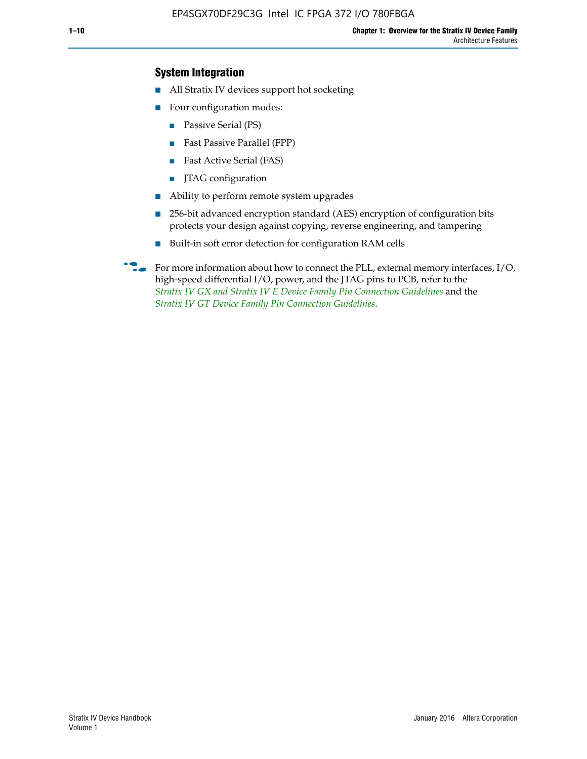### System Integration

- All Stratix IV devices support hot socketing
- Four configuration modes:
  - Passive Serial (PS)
  - Fast Passive Parallel (FPP)
  - Fast Active Serial (FAS)
  - JTAG configuration
- Ability to perform remote system upgrades
- 256-bit advanced encryption standard (AES) encryption of configuration bits protects your design against copying, reverse engineering, and tampering
- Built-in soft error detection for configuration RAM cells

For more information about how to connect the PLL, external memory interfaces, I/O, high-speed differential I/O, power, and the JTAG pins to PCB, refer to the *Stratix IV GX and Stratix IV E Device Family Pin Connection Guidelines* and the *Stratix IV GT Device Family Pin Connection Guidelines*.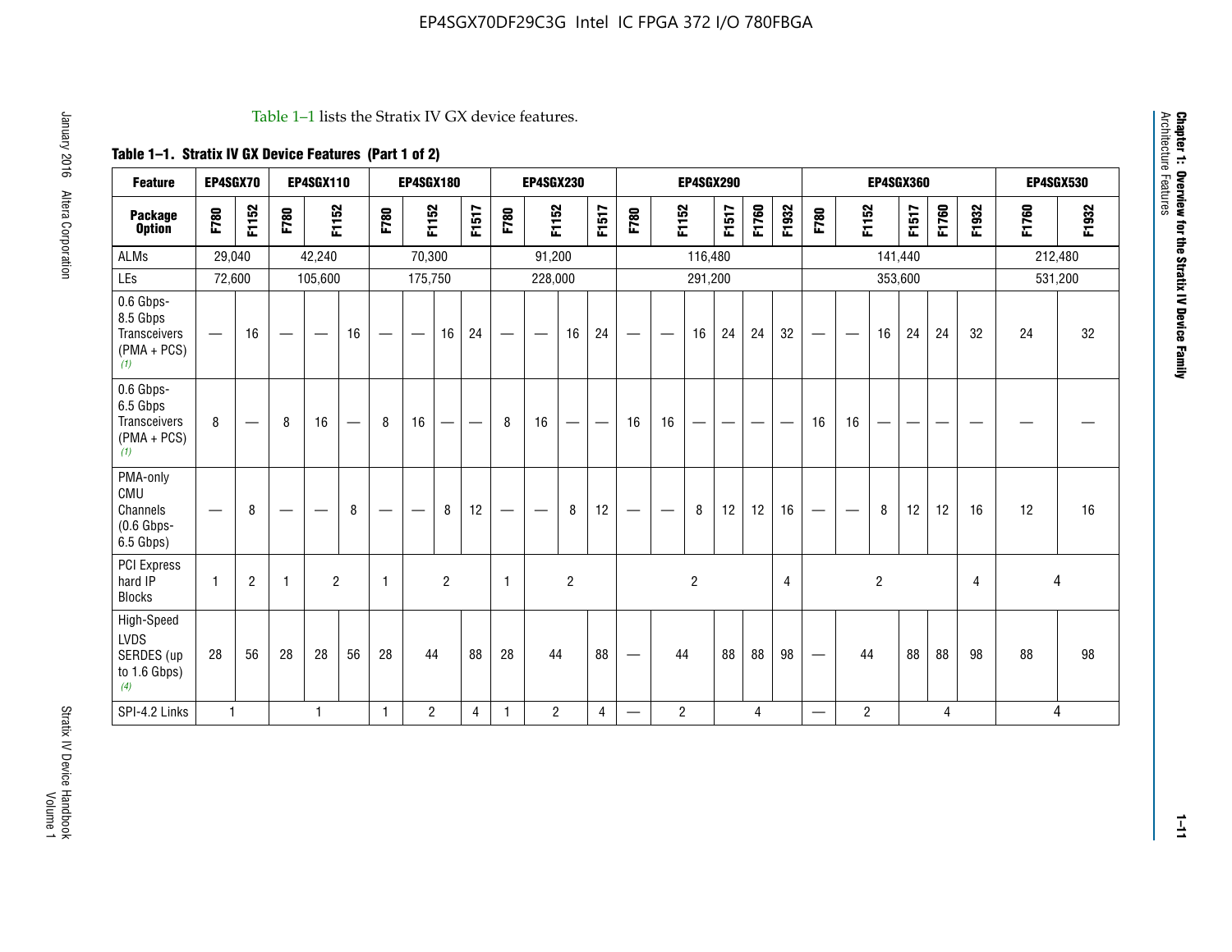Table 1–1 lists the Stratix IV GX device features.

**Table 1–1. Stratix IV GX Device Features (Part 1 of 2)**

| Feature | EP4SGX70 | | EP4SGX110 | | | EP4SGX180 | | | | EP4SGX230 | | | | EP4SGX290 | | | | | | EP4SGX360 | | | | | | EP4SGX530 | |
|---|---|---|---|---|---|---|---|---|---|---|---|---|---|---|---|---|---|---|---|---|---|---|---|---|---|---|---|
| **Package Option** | F780 | F1152 | F780 | F1152 | | F780 | F1152 | | F1517 | F780 | F1152 | | F1517 | F780 | F1152 | | F1517 | F1760 | F1932 | F780 | F1152 | | F1517 | F1760 | F1932 | F1760 | F1932 |
| ALMs | 29,040 | | 42,240 | | | 70,300 | | | | 91,200 | | | | 116,480 | | | | | | 141,440 | | | | | | 212,480 | |
| LEs | 72,600 | | 105,600 | | | 175,750 | | | | 228,000 | | | | 291,200 | | | | | | 353,600 | | | | | | 531,200 | |
| 0.6 Gbps-8.5 Gbps Transceivers (PMA + PCS) (1) | — | 16 | — | — | 16 | — | — | 16 | 24 | — | — | 16 | 24 | — | — | 16 | 24 | 24 | 32 | — | — | 16 | 24 | 24 | 32 | 24 | 32 |
| 0.6 Gbps-6.5 Gbps Transceivers (PMA + PCS) (1) | 8 | — | 8 | 16 | — | 8 | 16 | — | — | 8 | 16 | — | — | 16 | 16 | — | — | — | — | 16 | 16 | — | — | — | — | — | — |
| PMA-only CMU Channels (0.6 Gbps-6.5 Gbps) | — | 8 | — | — | 8 | — | — | 8 | 12 | — | — | 8 | 12 | — | — | 8 | 12 | 12 | 16 | — | — | 8 | 12 | 12 | 16 | 12 | 16 |
| PCI Express hard IP Blocks | 1 | 2 | 1 | 2 | | 1 | 2 | | | 1 | 2 | | | 2 | | | | | 4 | 2 | | | | | 4 | 4 | |
| High-Speed LVDS SERDES (up to 1.6 Gbps) (4) | 28 | 56 | 28 | 28 | 56 | 28 | 44 | | 88 | 28 | 44 | | 88 | — | 44 | | 88 | 88 | 98 | — | 44 | | 88 | 88 | 98 | 88 | 98 |
| SPI-4.2 Links | 1 | | 1 | | | 1 | 2 | | 4 | 1 | 2 | | 4 | — | 2 | | 4 | | | — | 2 | | 4 | | | 4 | |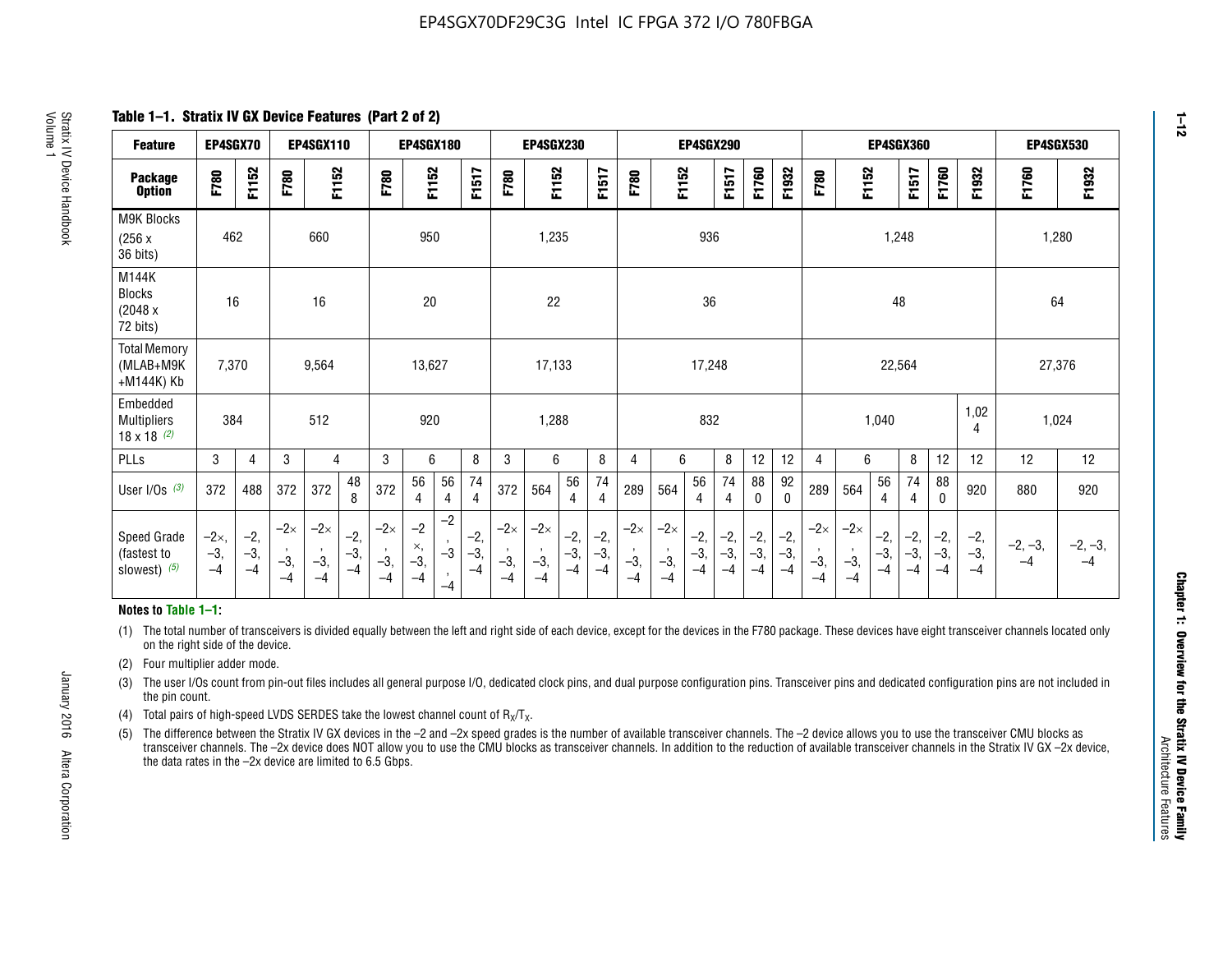## Table 1–1. Stratix IV GX Device Features (Part 2 of 2)

| Feature | EP4SGX70 | | EP4SGX110 | | | EP4SGX180 | | | | EP4SGX230 | | | | EP4SGX290 | | | | | | EP4SGX360 | | | | | | EP4SGX530 | |
|---|---|---|---|---|---|---|---|---|---|---|---|---|---|---|---|---|---|---|---|---|---|---|---|---|---|---|---|
| Package Option | F780 | F1152 | F780 | F1152 | | F780 | F1152 | | F1517 | F780 | F1152 | | F1517 | F780 | F1152 | | F1517 | F1760 | F1932 | F780 | F1152 | | F1517 | F1760 | F1932 | F1760 | F1932 |
| M9K Blocks (256 x 36 bits) | 462 | | 660 | | | 950 | | | | 1,235 | | | | 936 | | | | | | 1,248 | | | | | | 1,280 | |
| M144K Blocks (2048 x 72 bits) | 16 | | 16 | | | 20 | | | | 22 | | | | 36 | | | | | | 48 | | | | | | 64 | |
| Total Memory (MLAB+M9K +M144K) Kb | 7,370 | | 9,564 | | | 13,627 | | | | 17,133 | | | | 17,248 | | | | | | 22,564 | | | | | | 27,376 | |
| Embedded Multipliers 18 x 18 (2) | 384 | | 512 | | | 920 | | | | 1,288 | | | | 832 | | | | | | 1,040 | | | | | 1,024 | 1,024 | |
| PLLs | 3 | 4 | 3 | 4 | | 3 | 6 | | 8 | 3 | 6 | | 8 | 4 | 6 | | 8 | 12 | 12 | 4 | 6 | | 8 | 12 | 12 | 12 | 12 |
| User I/Os (3) | 372 | 488 | 372 | 372 | 488 | 372 | 564 | 564 | 744 | 372 | 564 | 564 | 744 | 289 | 564 | 564 | 744 | 880 | 920 | 289 | 564 | 564 | 744 | 880 | 920 | 880 | 920 |
| Speed Grade (fastest to slowest) (5) | –2×, –3, –4 | –2, –3, –4 | –2×, –3, –4 | –2×, –3, –4 | –2, –3, –4 | –2×, –3, –4 | –2×, –3, –4 | –2, –3, –4 | –2, –3, –4 | –2×, –3, –4 | –2×, –3, –4 | –2, –3, –4 | –2, –3, –4 | –2×, –3, –4 | –2×, –3, –4 | –2, –3, –4 | –2, –3, –4 | –2, –3, –4 | –2, –3, –4 | –2×, –3, –4 | –2×, –3, –4 | –2, –3, –4 | –2, –3, –4 | –2, –3, –4 | –2, –3, –4 | –2, –3, –4 | –2, –3, –4 |

**Notes to Table 1–1:**

(1) The total number of transceivers is divided equally between the left and right side of each device, except for the devices in the F780 package. These devices have eight transceiver channels located only on the right side of the device.

(2) Four multiplier adder mode.

(3) The user I/Os count from pin-out files includes all general purpose I/O, dedicated clock pins, and dual purpose configuration pins. Transceiver pins and dedicated configuration pins are not included in the pin count.

(4) Total pairs of high-speed LVDS SERDES take the lowest channel count of $R_X/T_X$.

(5) The difference between the Stratix IV GX devices in the –2 and –2x speed grades is the number of available transceiver channels. The –2 device allows you to use the transceiver CMU blocks as transceiver channels. The –2x device does NOT allow you to use the CMU blocks as transceiver channels. In addition to the reduction of available transceiver channels in the Stratix IV GX –2x device, the data rates in the –2x device are limited to 6.5 Gbps.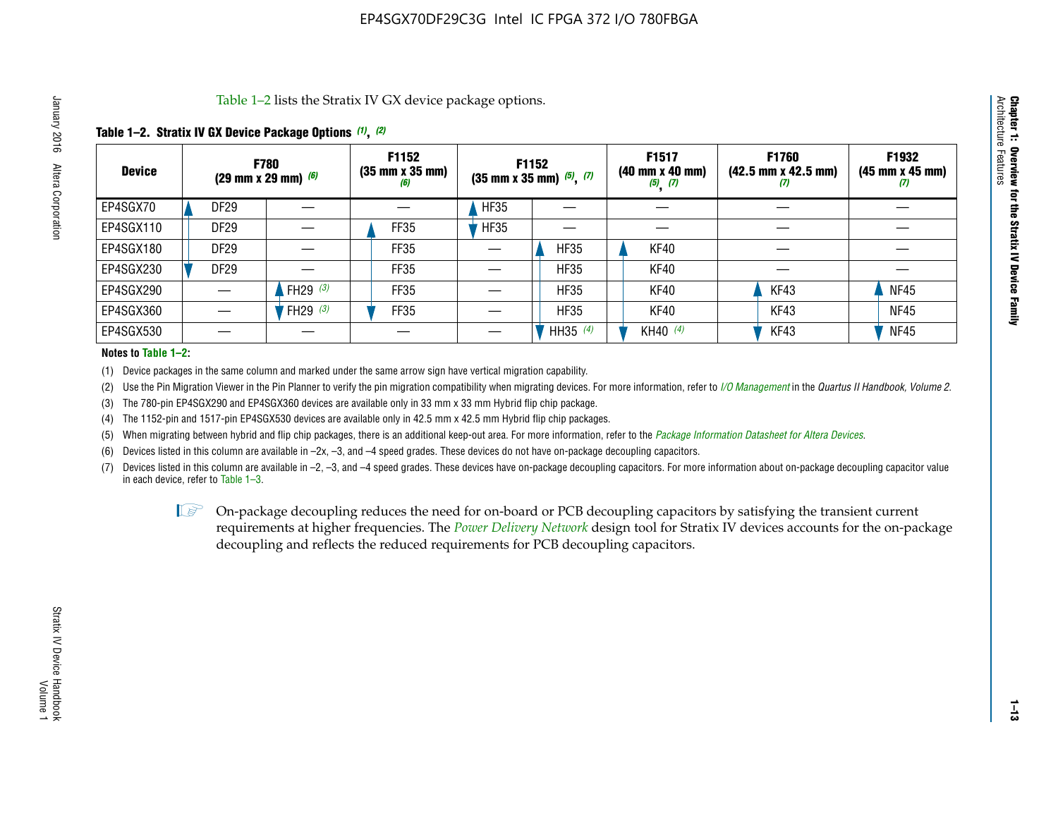Table 1–2 lists the Stratix IV GX device package options.

**Table 1–2. Stratix IV GX Device Package Options (1), (2)**

| Device | F780 (29 mm x 29 mm) (6) | | F1152 (35 mm x 35 mm) (6) | F1152 (35 mm x 35 mm) (5), (7) | | F1517 (40 mm x 40 mm) (5), (7) | F1760 (42.5 mm x 42.5 mm) (7) | F1932 (45 mm x 45 mm) (7) |
|---|---|---|---|---|---|---|---|---|
| EP4SGX70 | DF29 | — | — | HF35 | — | — | — | — |
| EP4SGX110 | DF29 | — | FF35 | HF35 | — | — | — | — |
| EP4SGX180 | DF29 | — | FF35 | — | HF35 | KF40 | — | — |
| EP4SGX230 | DF29 | — | FF35 | — | HF35 | KF40 | — | — |
| EP4SGX290 | — | FH29 (3) | FF35 | — | HF35 | KF40 | KF43 | NF45 |
| EP4SGX360 | — | FH29 (3) | FF35 | — | HF35 | KF40 | KF43 | NF45 |
| EP4SGX530 | — | — | — | — | HH35 (4) | KH40 (4) | KF43 | NF45 |

**Notes to Table 1–2:**

(1) Device packages in the same column and marked under the same arrow sign have vertical migration capability.

(2) Use the Pin Migration Viewer in the Pin Planner to verify the pin migration compatibility when migrating devices. For more information, refer to *I/O Management* in the *Quartus II Handbook, Volume 2*.

(3) The 780-pin EP4SGX290 and EP4SGX360 devices are available only in 33 mm x 33 mm Hybrid flip chip package.

(4) The 1152-pin and 1517-pin EP4SGX530 devices are available only in 42.5 mm x 42.5 mm Hybrid flip chip packages.

(5) When migrating between hybrid and flip chip packages, there is an additional keep-out area. For more information, refer to the *Package Information Datasheet for Altera Devices*.

(6) Devices listed in this column are available in –2x, –3, and –4 speed grades. These devices do not have on-package decoupling capacitors.

(7) Devices listed in this column are available in –2, –3, and –4 speed grades. These devices have on-package decoupling capacitors. For more information about on-package decoupling capacitor value in each device, refer to Table 1–3.

On-package decoupling reduces the need for on-board or PCB decoupling capacitors by satisfying the transient current requirements at higher frequencies. The *Power Delivery Network* design tool for Stratix IV devices accounts for the on-package decoupling and reflects the reduced requirements for PCB decoupling capacitors.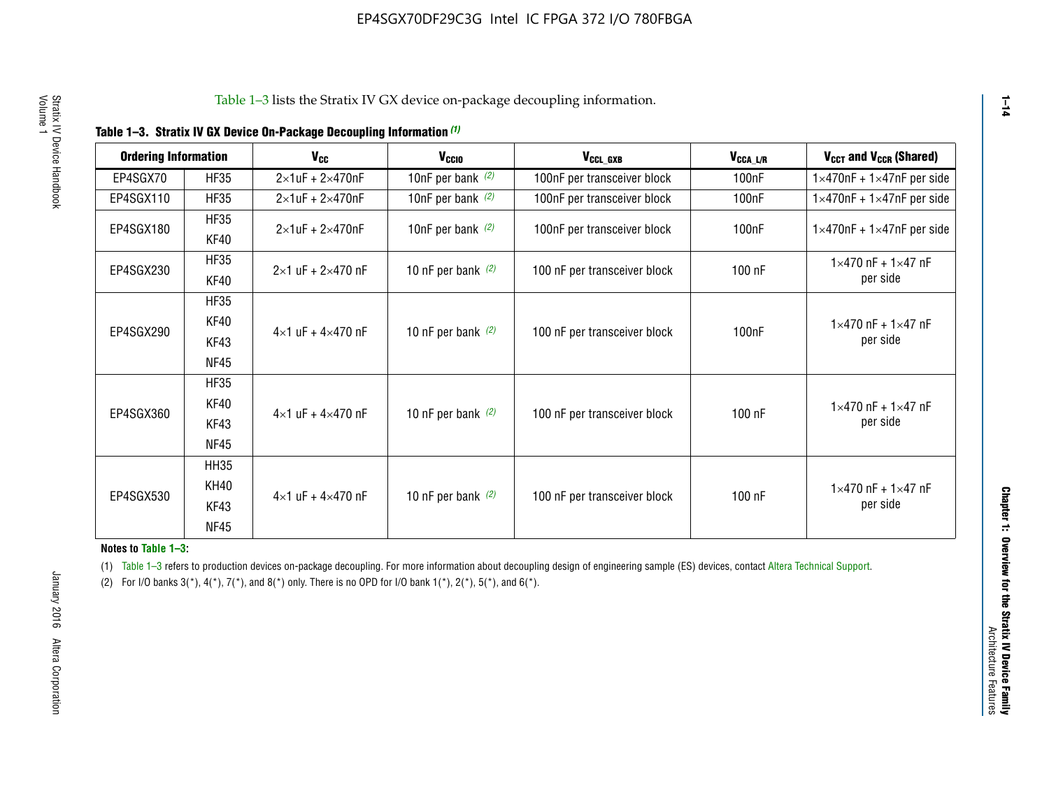Table 1–3 lists the Stratix IV GX device on-package decoupling information.

**Table 1–3. Stratix IV GX Device On-Package Decoupling Information** (1)

| Ordering Information | | $V_{CC}$ | $V_{CCIO}$ | $V_{CCL\_GXB}$ | $V_{CCA\_L/R}$ | $V_{CCT}$ and $V_{CCR}$ (Shared) |
|---|---|---|---|---|---|---|
| EP4SGX70 | HF35 | 2×1uF + 2×470nF | 10nF per bank (2) | 100nF per transceiver block | 100nF | 1×470nF + 1×47nF per side |
| EP4SGX110 | HF35 | 2×1uF + 2×470nF | 10nF per bank (2) | 100nF per transceiver block | 100nF | 1×470nF + 1×47nF per side |
| EP4SGX180 | HF35<br>KF40 | 2×1uF + 2×470nF | 10nF per bank (2) | 100nF per transceiver block | 100nF | 1×470nF + 1×47nF per side |
| EP4SGX230 | HF35<br>KF40 | 2×1 uF + 2×470 nF | 10 nF per bank (2) | 100 nF per transceiver block | 100 nF | 1×470 nF + 1×47 nF per side |
| EP4SGX290 | HF35<br>KF40<br>KF43<br>NF45 | 4×1 uF + 4×470 nF | 10 nF per bank (2) | 100 nF per transceiver block | 100nF | 1×470 nF + 1×47 nF per side |
| EP4SGX360 | HF35<br>KF40<br>KF43<br>NF45 | 4×1 uF + 4×470 nF | 10 nF per bank (2) | 100 nF per transceiver block | 100 nF | 1×470 nF + 1×47 nF per side |
| EP4SGX530 | HH35<br>KH40<br>KF43<br>NF45 | 4×1 uF + 4×470 nF | 10 nF per bank (2) | 100 nF per transceiver block | 100 nF | 1×470 nF + 1×47 nF per side |

**Notes to Table 1–3:**

(1) Table 1–3 refers to production devices on-package decoupling. For more information about decoupling design of engineering sample (ES) devices, contact Altera Technical Support.

(2) For I/O banks 3(*), 4(*), 7(*), and 8(*) only. There is no OPD for I/O bank 1(*), 2(*), 5(*), and 6(*).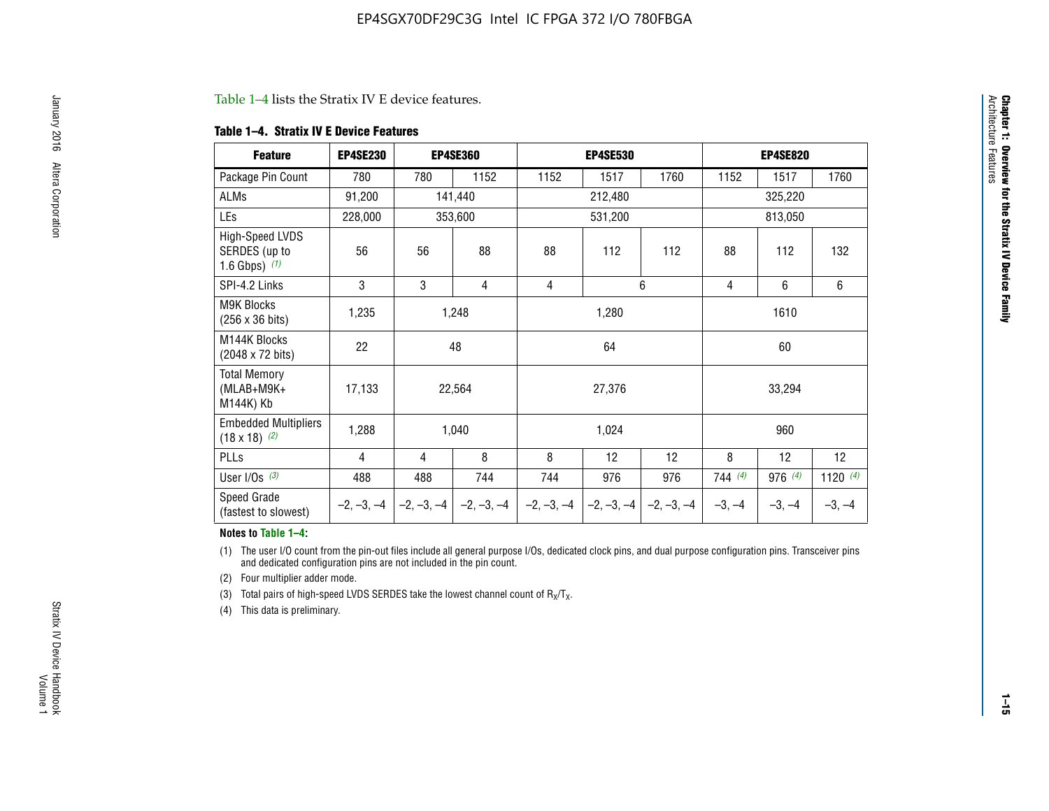Table 1–4 lists the Stratix IV E device features.

**Table 1–4. Stratix IV E Device Features**

| Feature | EP4SE230 | EP4SE360 | | EP4SE530 | | | EP4SE820 | | |
|---|---|---|---|---|---|---|---|---|---|
| Package Pin Count | 780 | 780 | 1152 | 1152 | 1517 | 1760 | 1152 | 1517 | 1760 |
| ALMs | 91,200 | 141,440 | | 212,480 | | | 325,220 | | |
| LEs | 228,000 | 353,600 | | 531,200 | | | 813,050 | | |
| High-Speed LVDS SERDES (up to 1.6 Gbps) *(1)* | 56 | 56 | 88 | 88 | 112 | 112 | 88 | 112 | 132 |
| SPI-4.2 Links | 3 | 3 | 4 | 4 | 6 | | 4 | 6 | 6 |
| M9K Blocks (256 x 36 bits) | 1,235 | 1,248 | | 1,280 | | | 1610 | | |
| M144K Blocks (2048 x 72 bits) | 22 | 48 | | 64 | | | 60 | | |
| Total Memory (MLAB+M9K+ M144K) Kb | 17,133 | 22,564 | | 27,376 | | | 33,294 | | |
| Embedded Multipliers (18 x 18) *(2)* | 1,288 | 1,040 | | 1,024 | | | 960 | | |
| PLLs | 4 | 4 | 8 | 8 | 12 | 12 | 8 | 12 | 12 |
| User I/Os *(3)* | 488 | 488 | 744 | 744 | 976 | 976 | 744 *(4)* | 976 *(4)* | 1120 *(4)* |
| Speed Grade (fastest to slowest) | –2, –3, –4 | –2, –3, –4 | –2, –3, –4 | –2, –3, –4 | –2, –3, –4 | –2, –3, –4 | –3, –4 | –3, –4 | –3, –4 |

**Notes to Table 1–4:**

(1) The user I/O count from the pin-out files include all general purpose I/Os, dedicated clock pins, and dual purpose configuration pins. Transceiver pins and dedicated configuration pins are not included in the pin count.

(2) Four multiplier adder mode.

(3) Total pairs of high-speed LVDS SERDES take the lowest channel count of $R_X/T_X$.

(4) This data is preliminary.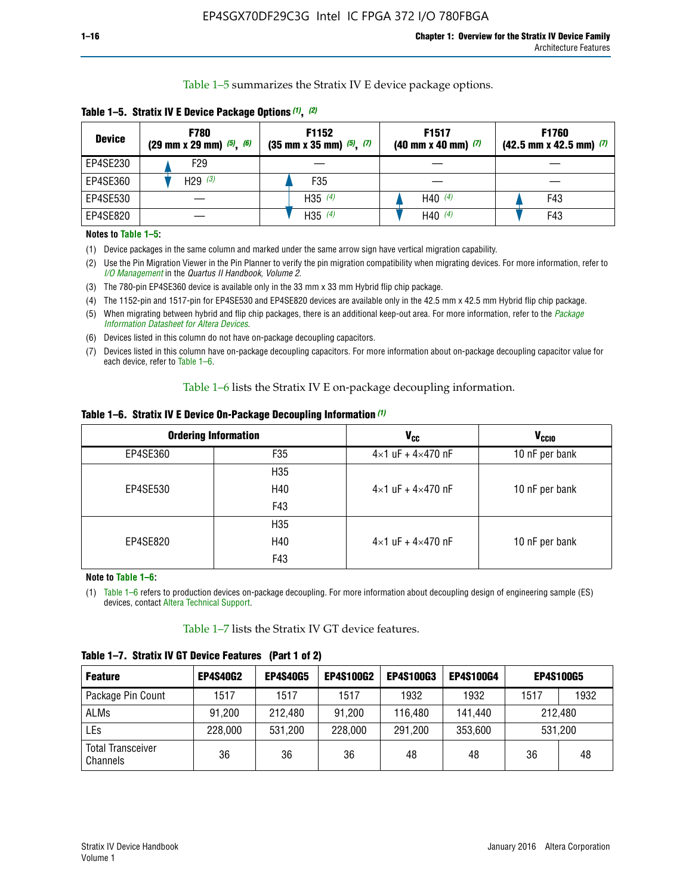Table 1–5 summarizes the Stratix IV E device package options.

**Table 1–5. Stratix IV E Device Package Options (1), (2)**

| Device | F780 (29 mm x 29 mm) (5), (6) | F1152 (35 mm x 35 mm) (5), (7) | F1517 (40 mm x 40 mm) (7) | F1760 (42.5 mm x 42.5 mm) (7) |
|---|---|---|---|---|
| EP4SE230 | F29 | — | — | — |
| EP4SE360 | H29 (3) | F35 | — | — |
| EP4SE530 | — | H35 (4) | H40 (4) | F43 |
| EP4SE820 | — | H35 (4) | H40 (4) | F43 |

**Notes to Table 1–5:**

(1) Device packages in the same column and marked under the same arrow sign have vertical migration capability.

(2) Use the Pin Migration Viewer in the Pin Planner to verify the pin migration compatibility when migrating devices. For more information, refer to *I/O Management* in the *Quartus II Handbook, Volume 2*.

(3) The 780-pin EP4SE360 device is available only in the 33 mm x 33 mm Hybrid flip chip package.

(4) The 1152-pin and 1517-pin for EP4SE530 and EP4SE820 devices are available only in the 42.5 mm x 42.5 mm Hybrid flip chip package.

(5) When migrating between hybrid and flip chip packages, there is an additional keep-out area. For more information, refer to the *Package Information Datasheet for Altera Devices*.

(6) Devices listed in this column do not have on-package decoupling capacitors.

(7) Devices listed in this column have on-package decoupling capacitors. For more information about on-package decoupling capacitor value for each device, refer to Table 1–6.

Table 1–6 lists the Stratix IV E on-package decoupling information.

**Table 1–6. Stratix IV E Device On-Package Decoupling Information (1)**

| Ordering Information | | $V_{CC}$ | $V_{CCIO}$ |
|---|---|---|---|
| EP4SE360 | F35 | 4×1 uF + 4×470 nF | 10 nF per bank |
| EP4SE530 | H35<br>H40<br>F43 | 4×1 uF + 4×470 nF | 10 nF per bank |
| EP4SE820 | H35<br>H40<br>F43 | 4×1 uF + 4×470 nF | 10 nF per bank |

**Note to Table 1–6:**

(1) Table 1–6 refers to production devices on-package decoupling. For more information about decoupling design of engineering sample (ES) devices, contact Altera Technical Support.

Table 1–7 lists the Stratix IV GT device features.

**Table 1–7. Stratix IV GT Device Features (Part 1 of 2)**

| Feature | EP4S40G2 | EP4S40G5 | EP4S100G2 | EP4S100G3 | EP4S100G4 | EP4S100G5 | |
|---|---|---|---|---|---|---|---|
| Package Pin Count | 1517 | 1517 | 1517 | 1932 | 1932 | 1517 | 1932 |
| ALMs | 91,200 | 212,480 | 91,200 | 116,480 | 141,440 | 212,480 | |
| LEs | 228,000 | 531,200 | 228,000 | 291,200 | 353,600 | 531,200 | |
| Total Transceiver Channels | 36 | 36 | 36 | 48 | 48 | 36 | 48 |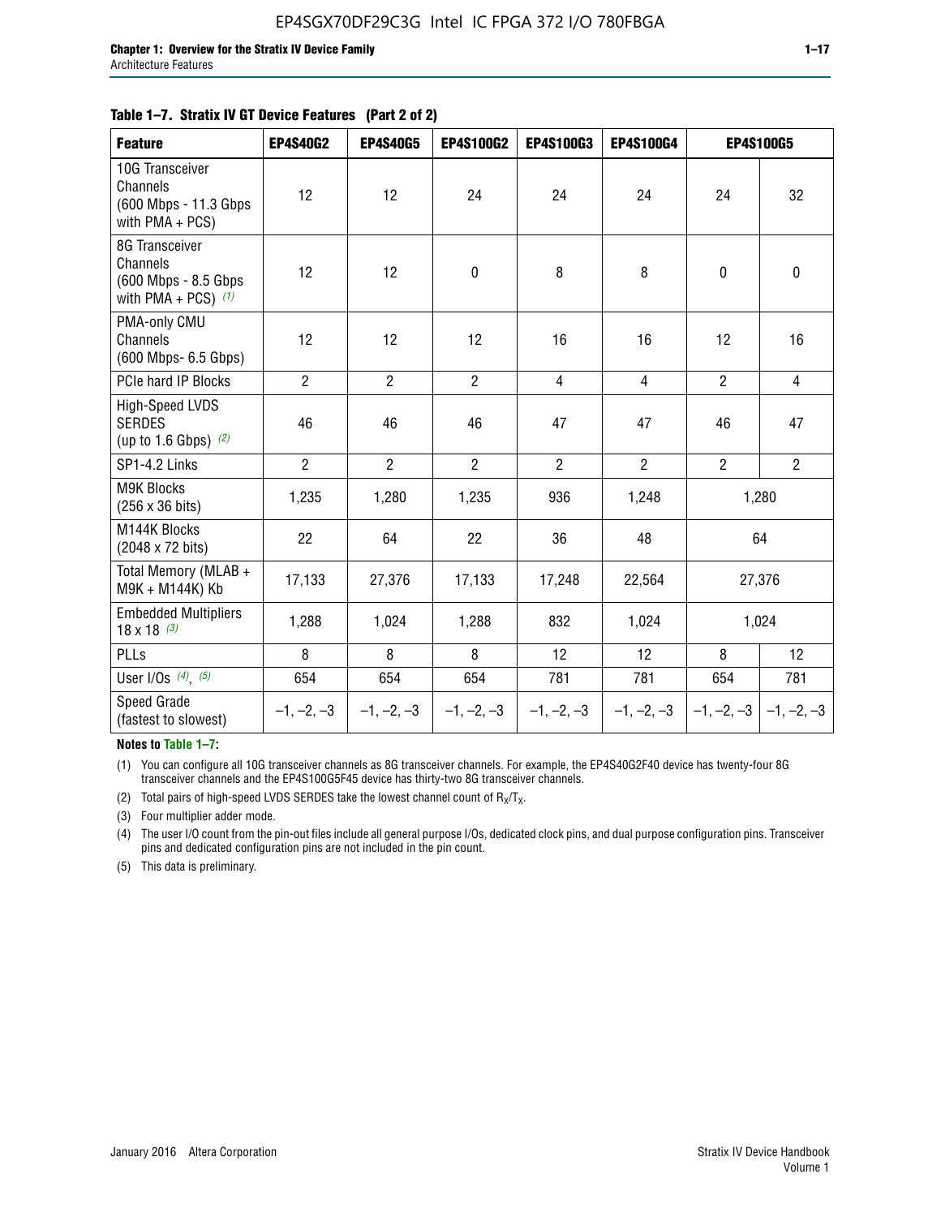**Table 1–7. Stratix IV GT Device Features (Part 2 of 2)**

| Feature | EP4S40G2 | EP4S40G5 | EP4S100G2 | EP4S100G3 | EP4S100G4 | EP4S100G5 | |
|---|---|---|---|---|---|---|---|
| 10G Transceiver Channels (600 Mbps - 11.3 Gbps with PMA + PCS) | 12 | 12 | 24 | 24 | 24 | 24 | 32 |
| 8G Transceiver Channels (600 Mbps - 8.5 Gbps with PMA + PCS) (1) | 12 | 12 | 0 | 8 | 8 | 0 | 0 |
| PMA-only CMU Channels (600 Mbps- 6.5 Gbps) | 12 | 12 | 12 | 16 | 16 | 12 | 16 |
| PCIe hard IP Blocks | 2 | 2 | 2 | 4 | 4 | 2 | 4 |
| High-Speed LVDS SERDES (up to 1.6 Gbps) (2) | 46 | 46 | 46 | 47 | 47 | 46 | 47 |
| SP1-4.2 Links | 2 | 2 | 2 | 2 | 2 | 2 | 2 |
| M9K Blocks (256 x 36 bits) | 1,235 | 1,280 | 1,235 | 936 | 1,248 | 1,280 | |
| M144K Blocks (2048 x 72 bits) | 22 | 64 | 22 | 36 | 48 | 64 | |
| Total Memory (MLAB + M9K + M144K) Kb | 17,133 | 27,376 | 17,133 | 17,248 | 22,564 | 27,376 | |
| Embedded Multipliers 18 x 18 (3) | 1,288 | 1,024 | 1,288 | 832 | 1,024 | 1,024 | |
| PLLs | 8 | 8 | 8 | 12 | 12 | 8 | 12 |
| User I/Os (4), (5) | 654 | 654 | 654 | 781 | 781 | 654 | 781 |
| Speed Grade (fastest to slowest) | –1, –2, –3 | –1, –2, –3 | –1, –2, –3 | –1, –2, –3 | –1, –2, –3 | –1, –2, –3 | –1, –2, –3 |

**Notes to Table 1–7:**

(1) You can configure all 10G transceiver channels as 8G transceiver channels. For example, the EP4S40G2F40 device has twenty-four 8G transceiver channels and the EP4S100G5F45 device has thirty-two 8G transceiver channels.

(2) Total pairs of high-speed LVDS SERDES take the lowest channel count of $R_X/T_X$.

(3) Four multiplier adder mode.

(4) The user I/O count from the pin-out files include all general purpose I/Os, dedicated clock pins, and dual purpose configuration pins. Transceiver pins and dedicated configuration pins are not included in the pin count.

(5) This data is preliminary.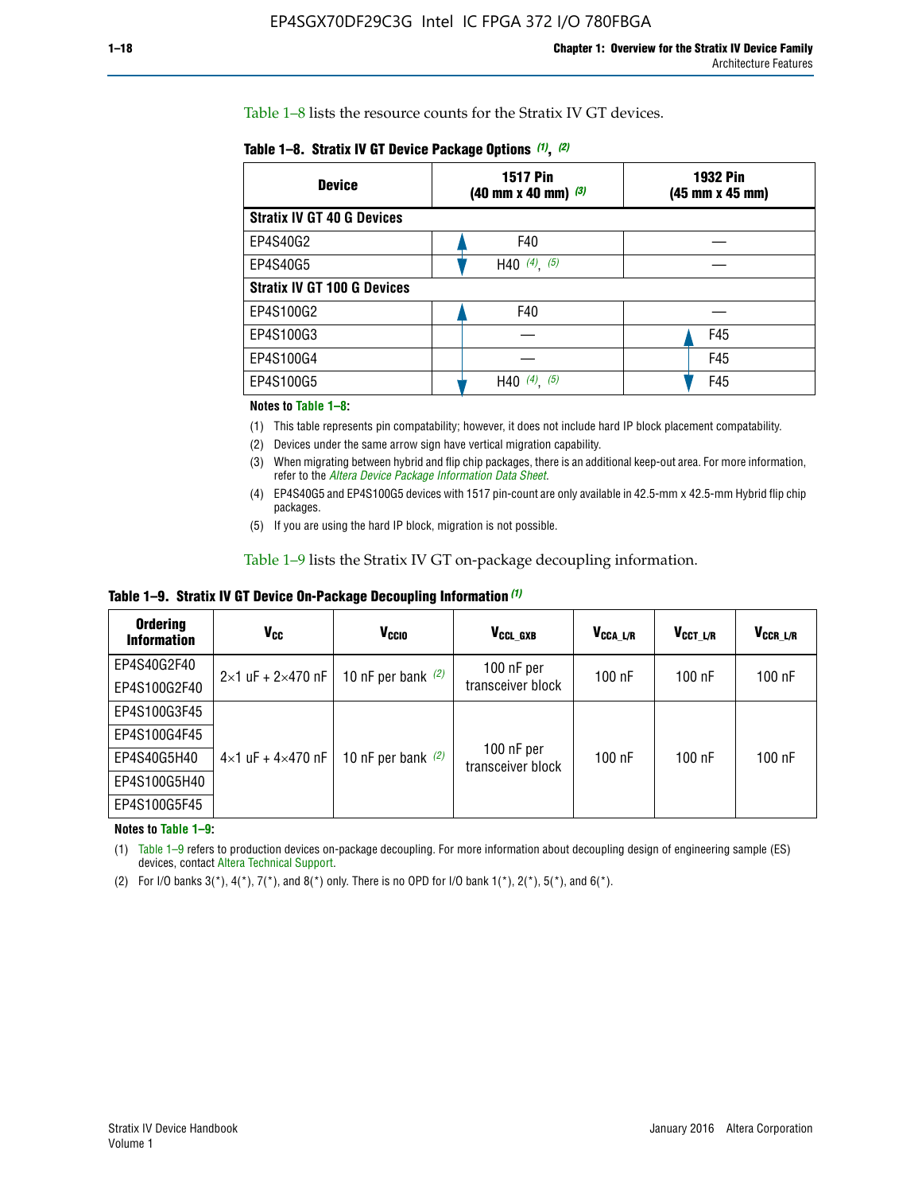Table 1–8 lists the resource counts for the Stratix IV GT devices.

**Table 1–8. Stratix IV GT Device Package Options (1), (2)**

| Device | 1517 Pin (40 mm x 40 mm) (3) | 1932 Pin (45 mm x 45 mm) |
|---|---|---|
| **Stratix IV GT 40 G Devices** | | |
| EP4S40G2 | F40 | — |
| EP4S40G5 | H40 (4), (5) | — |
| **Stratix IV GT 100 G Devices** | | |
| EP4S100G2 | F40 | — |
| EP4S100G3 | — | F45 |
| EP4S100G4 | — | F45 |
| EP4S100G5 | H40 (4), (5) | F45 |

**Notes to Table 1–8:**

(1) This table represents pin compatability; however, it does not include hard IP block placement compatability.

(2) Devices under the same arrow sign have vertical migration capability.

(3) When migrating between hybrid and flip chip packages, there is an additional keep-out area. For more information, refer to the *Altera Device Package Information Data Sheet*.

(4) EP4S40G5 and EP4S100G5 devices with 1517 pin-count are only available in 42.5-mm x 42.5-mm Hybrid flip chip packages.

(5) If you are using the hard IP block, migration is not possible.

Table 1–9 lists the Stratix IV GT on-package decoupling information.

**Table 1–9. Stratix IV GT Device On-Package Decoupling Information (1)**

| Ordering Information | $V_{CC}$ | $V_{CCIO}$ | $V_{CCL\_GXB}$ | $V_{CCA\_L/R}$ | $V_{CCT\_L/R}$ | $V_{CCR\_L/R}$ |
|---|---|---|---|---|---|---|
| EP4S40G2F40 | 2×1 uF + 2×470 nF | 10 nF per bank (2) | 100 nF per transceiver block | 100 nF | 100 nF | 100 nF |
| EP4S100G2F40 | | | | | | |
| EP4S100G3F45 | 4×1 uF + 4×470 nF | 10 nF per bank (2) | 100 nF per transceiver block | 100 nF | 100 nF | 100 nF |
| EP4S100G4F45 | | | | | | |
| EP4S40G5H40 | | | | | | |
| EP4S100G5H40 | | | | | | |
| EP4S100G5F45 | | | | | | |

**Notes to Table 1–9:**

(1) Table 1–9 refers to production devices on-package decoupling. For more information about decoupling design of engineering sample (ES) devices, contact Altera Technical Support.

(2) For I/O banks 3(*), 4(*), 7(*), and 8(*) only. There is no OPD for I/O bank 1(*), 2(*), 5(*), and 6(*).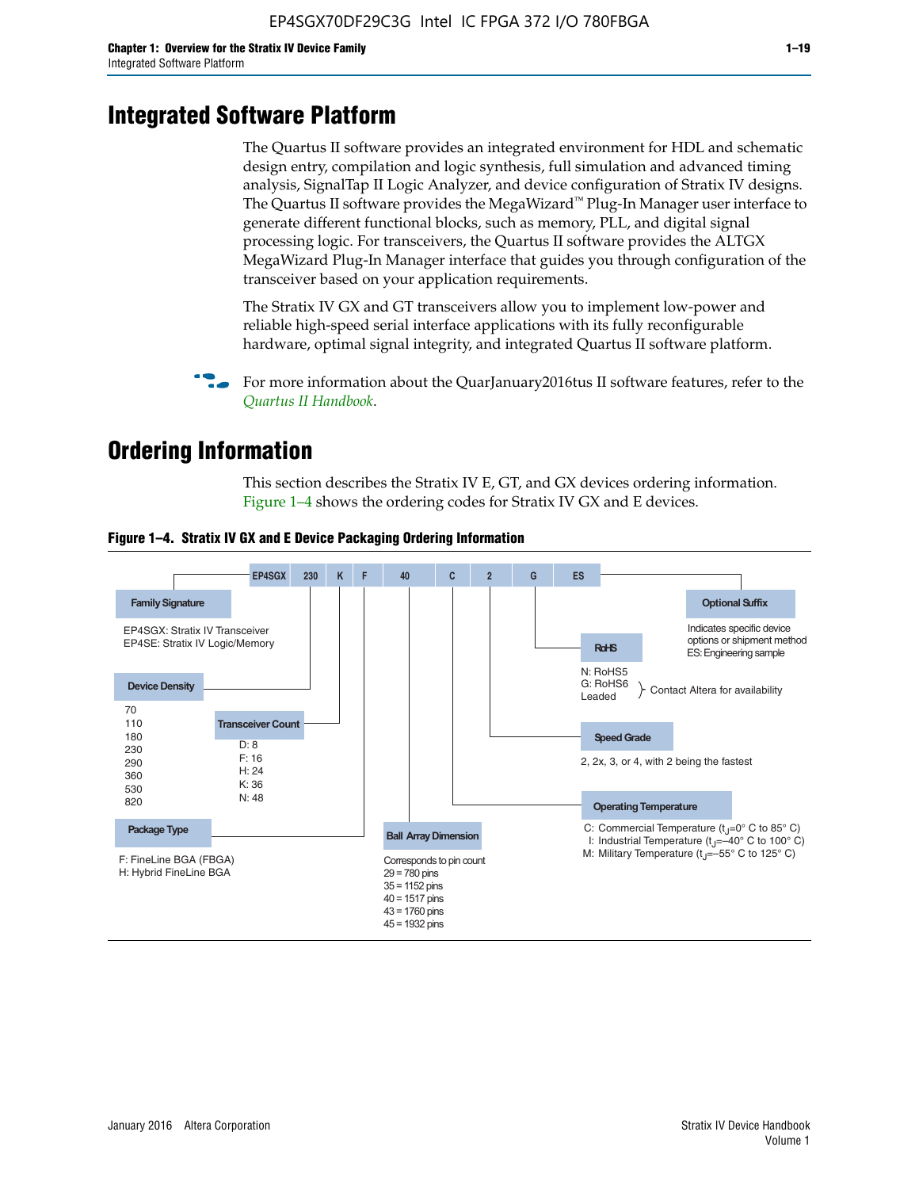# Integrated Software Platform

The Quartus II software provides an integrated environment for HDL and schematic design entry, compilation and logic synthesis, full simulation and advanced timing analysis, SignalTap II Logic Analyzer, and device configuration of Stratix IV designs. The Quartus II software provides the MegaWizard™ Plug-In Manager user interface to generate different functional blocks, such as memory, PLL, and digital signal processing logic. For transceivers, the Quartus II software provides the ALTGX MegaWizard Plug-In Manager interface that guides you through configuration of the transceiver based on your application requirements.

The Stratix IV GX and GT transceivers allow you to implement low-power and reliable high-speed serial interface applications with its fully reconfigurable hardware, optimal signal integrity, and integrated Quartus II software platform.

For more information about the QuarJanuary2016tus II software features, refer to the *Quartus II Handbook*.

# Ordering Information

This section describes the Stratix IV E, GT, and GX devices ordering information. Figure 1–4 shows the ordering codes for Stratix IV GX and E devices.

**Figure 1–4. Stratix IV GX and E Device Packaging Ordering Information**

EP4SGX | 230 | K | F | 40 | C | 2 | G | ES

**Family Signature**
- EP4SGX: Stratix IV Transceiver
- EP4SE: Stratix IV Logic/Memory

**Device Density**
70, 110, 180, 230, 290, 360, 530, 820

**Transceiver Count**
- D: 8
- F: 16
- H: 24
- K: 36
- N: 48

**Package Type**
- F: FineLine BGA (FBGA)
- H: Hybrid FineLine BGA

**Ball Array Dimension**
Corresponds to pin count
- 29 = 780 pins
- 35 = 1152 pins
- 40 = 1517 pins
- 43 = 1760 pins
- 45 = 1932 pins

**Operating Temperature**
- C: Commercial Temperature ($t_J$=0° C to 85° C)
- I: Industrial Temperature ($t_J$=–40° C to 100° C)
- M: Military Temperature ($t_J$=–55° C to 125° C)

**Speed Grade**
2, 2x, 3, or 4, with 2 being the fastest

**RoHS**
- N: RoHS5
- G: RoHS6
- Leaded

Contact Altera for availability

**Optional Suffix**
Indicates specific device options or shipment method
ES: Engineering sample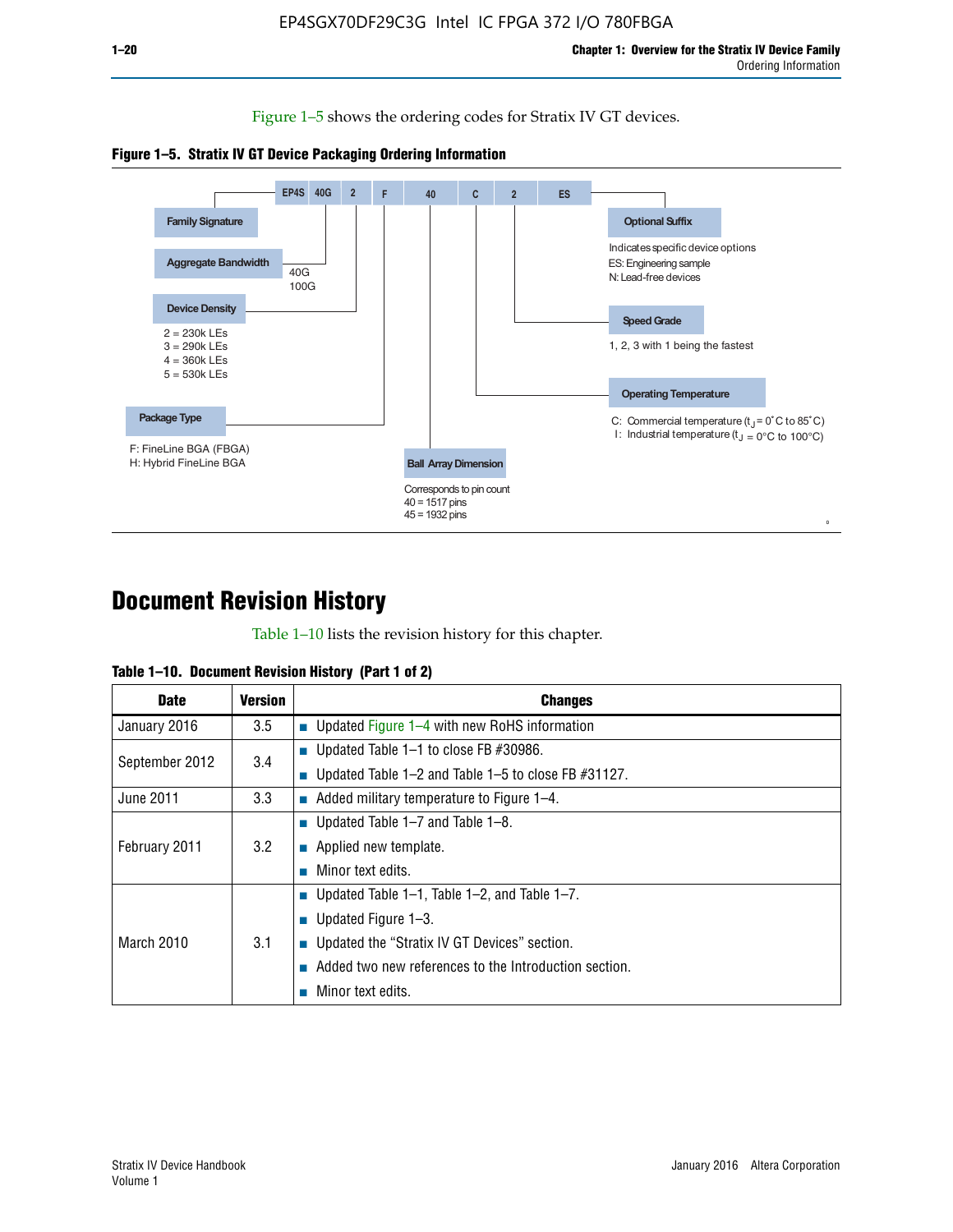Figure 1–5 shows the ordering codes for Stratix IV GT devices.

**Figure 1–5. Stratix IV GT Device Packaging Ordering Information**

EP4S 40G 2 F 40 C 2 ES

- **Family Signature**
- **Aggregate Bandwidth**: 40G, 100G
- **Device Density**: 2 = 230k LEs, 3 = 290k LEs, 4 = 360k LEs, 5 = 530k LEs
- **Package Type**: F: FineLine BGA (FBGA), H: Hybrid FineLine BGA
- **Ball Array Dimension**: Corresponds to pin count, 40 = 1517 pins, 45 = 1932 pins
- **Operating Temperature**: C: Commercial temperature ($t_J$ = 0°C to 85°C), I: Industrial temperature ($t_J$ = 0°C to 100°C)
- **Speed Grade**: 1, 2, 3 with 1 being the fastest
- **Optional Suffix**: Indicates specific device options, ES: Engineering sample, N: Lead-free devices

# Document Revision History

Table 1–10 lists the revision history for this chapter.

**Table 1–10. Document Revision History (Part 1 of 2)**

| Date | Version | Changes |
|---|---|---|
| January 2016 | 3.5 | ■ Updated Figure 1–4 with new RoHS information |
| September 2012 | 3.4 | ■ Updated Table 1–1 to close FB #30986. ■ Updated Table 1–2 and Table 1–5 to close FB #31127. |
| June 2011 | 3.3 | ■ Added military temperature to Figure 1–4. |
| February 2011 | 3.2 | ■ Updated Table 1–7 and Table 1–8. ■ Applied new template. ■ Minor text edits. |
| March 2010 | 3.1 | ■ Updated Table 1–1, Table 1–2, and Table 1–7. ■ Updated Figure 1–3. ■ Updated the “Stratix IV GT Devices” section. ■ Added two new references to the Introduction section. ■ Minor text edits. |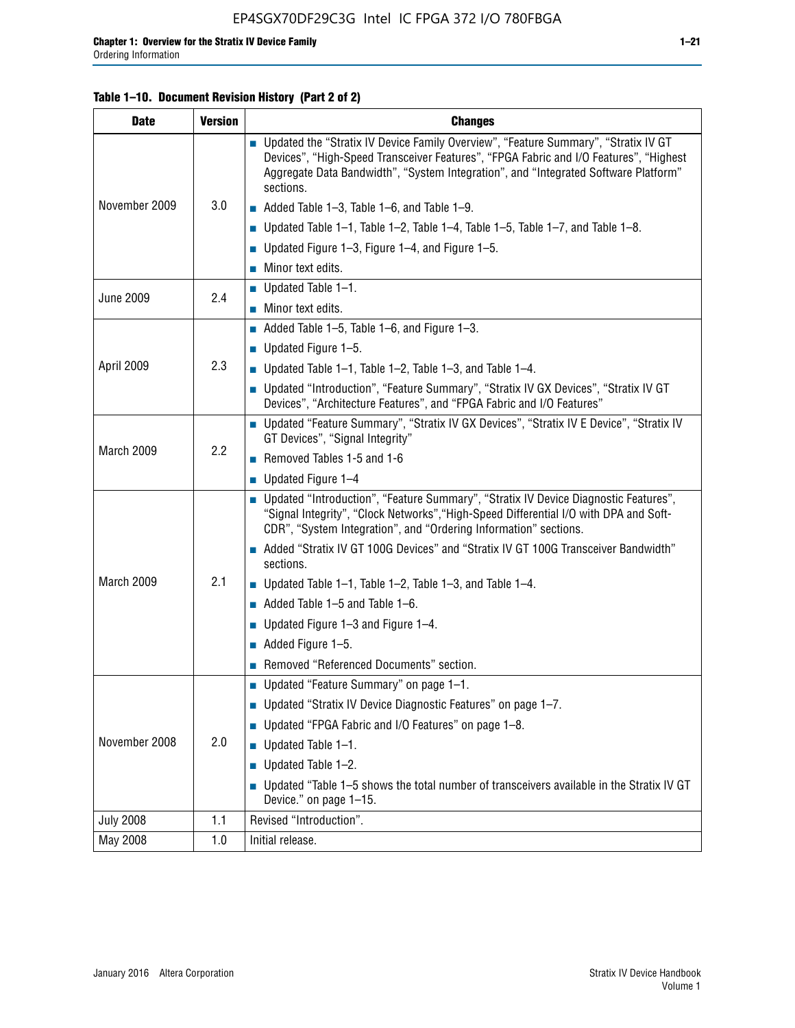Table 1–10. Document Revision History (Part 2 of 2)

| Date | Version | Changes |
|---|---|---|
| November 2009 | 3.0 | ■ Updated the "Stratix IV Device Family Overview", "Feature Summary", "Stratix IV GT Devices", "High-Speed Transceiver Features", "FPGA Fabric and I/O Features", "Highest Aggregate Data Bandwidth", "System Integration", and "Integrated Software Platform" sections.<br>■ Added Table 1–3, Table 1–6, and Table 1–9.<br>■ Updated Table 1–1, Table 1–2, Table 1–4, Table 1–5, Table 1–7, and Table 1–8.<br>■ Updated Figure 1–3, Figure 1–4, and Figure 1–5.<br>■ Minor text edits. |
| June 2009 | 2.4 | ■ Updated Table 1–1.<br>■ Minor text edits. |
| April 2009 | 2.3 | ■ Added Table 1–5, Table 1–6, and Figure 1–3.<br>■ Updated Figure 1–5.<br>■ Updated Table 1–1, Table 1–2, Table 1–3, and Table 1–4.<br>■ Updated "Introduction", "Feature Summary", "Stratix IV GX Devices", "Stratix IV GT Devices", "Architecture Features", and "FPGA Fabric and I/O Features" |
| March 2009 | 2.2 | ■ Updated "Feature Summary", "Stratix IV GX Devices", "Stratix IV E Device", "Stratix IV GT Devices", "Signal Integrity"<br>■ Removed Tables 1-5 and 1-6<br>■ Updated Figure 1–4 |
| March 2009 | 2.1 | ■ Updated "Introduction", "Feature Summary", "Stratix IV Device Diagnostic Features", "Signal Integrity", "Clock Networks","High-Speed Differential I/O with DPA and Soft-CDR", "System Integration", and "Ordering Information" sections.<br>■ Added "Stratix IV GT 100G Devices" and "Stratix IV GT 100G Transceiver Bandwidth" sections.<br>■ Updated Table 1–1, Table 1–2, Table 1–3, and Table 1–4.<br>■ Added Table 1–5 and Table 1–6.<br>■ Updated Figure 1–3 and Figure 1–4.<br>■ Added Figure 1–5.<br>■ Removed "Referenced Documents" section. |
| November 2008 | 2.0 | ■ Updated "Feature Summary" on page 1–1.<br>■ Updated "Stratix IV Device Diagnostic Features" on page 1–7.<br>■ Updated "FPGA Fabric and I/O Features" on page 1–8.<br>■ Updated Table 1–1.<br>■ Updated Table 1–2.<br>■ Updated "Table 1–5 shows the total number of transceivers available in the Stratix IV GT Device." on page 1–15. |
| July 2008 | 1.1 | Revised "Introduction". |
| May 2008 | 1.0 | Initial release. |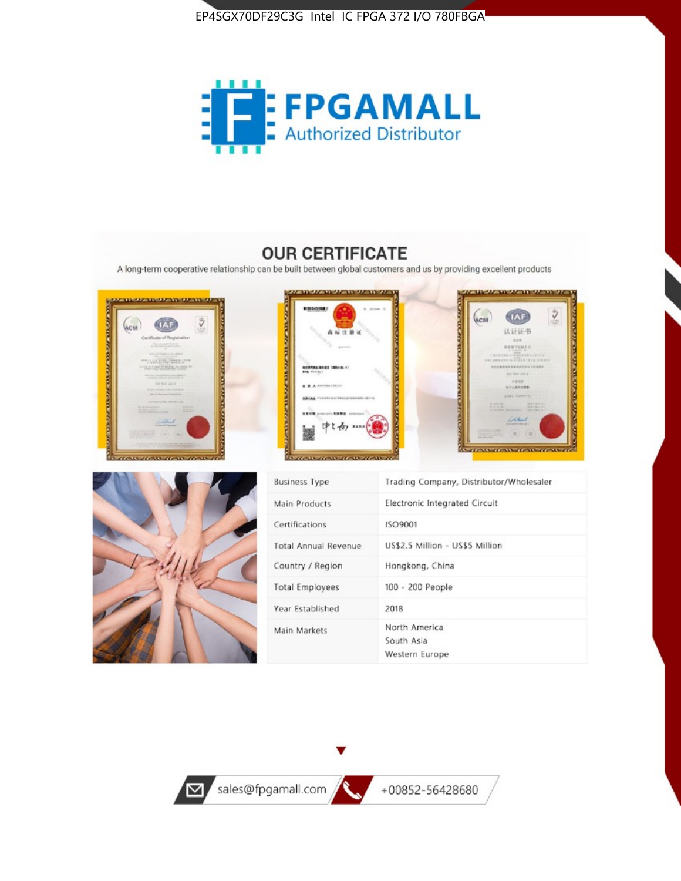FPGAMALL
Authorized Distributor

## OUR CERTIFICATE

A long-term cooperative relationship can be built between global customers and us by providing excellent products

| | |
|---|---|
| Business Type | Trading Company, Distributor/Wholesaler |
| Main Products | Electronic Integrated Circuit |
| Certifications | ISO9001 |
| Total Annual Revenue | US$2.5 Million - US$5 Million |
| Country / Region | Hongkong, China |
| Total Employees | 100 - 200 People |
| Year Established | 2018 |
| Main Markets | North America<br>South Asia<br>Western Europe |

sales@fpgamall.com +00852-56428680